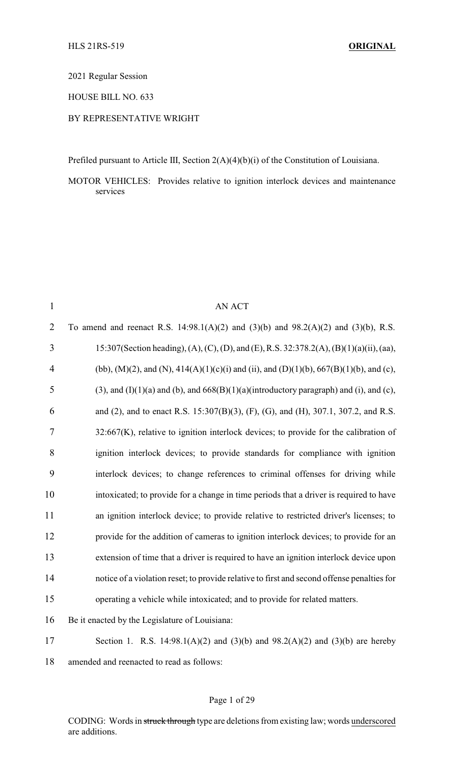2021 Regular Session

HOUSE BILL NO. 633

BY REPRESENTATIVE WRIGHT

Prefiled pursuant to Article III, Section 2(A)(4)(b)(i) of the Constitution of Louisiana.

MOTOR VEHICLES: Provides relative to ignition interlock devices and maintenance services

AN ACT

To amend and reenact R.S. 14:98.1(A)(2) and (3)(b) and 98.2(A)(2) and (3)(b), R.S. 15:307(Section heading), (A), (C), (D), and (E), R.S. 32:378.2(A), (B)(1)(a)(ii), (aa), (bb), (M)(2), and (N), 414(A)(1)(c)(i) and (ii), and (D)(1)(b), 667(B)(1)(b), and (c), (3), and (I)(1)(a) and (b), and 668(B)(1)(a)(introductory paragraph) and (i), and (c), and (2), and to enact R.S. 15:307(B)(3), (F), (G), and (H), 307.1, 307.2, and R.S. 32:667(K), relative to ignition interlock devices; to provide for the calibration of ignition interlock devices; to provide standards for compliance with ignition interlock devices; to change references to criminal offenses for driving while intoxicated; to provide for a change in time periods that a driver is required to have an ignition interlock device; to provide relative to restricted driver's licenses; to provide for the addition of cameras to ignition interlock devices; to provide for an extension of time that a driver is required to have an ignition interlock device upon notice of a violation reset; to provide relative to first and second offense penalties for operating a vehicle while intoxicated; and to provide for related matters.

Be it enacted by the Legislature of Louisiana:

Section 1. R.S. 14:98.1(A)(2) and (3)(b) and 98.2(A)(2) and (3)(b) are hereby amended and reenacted to read as follows: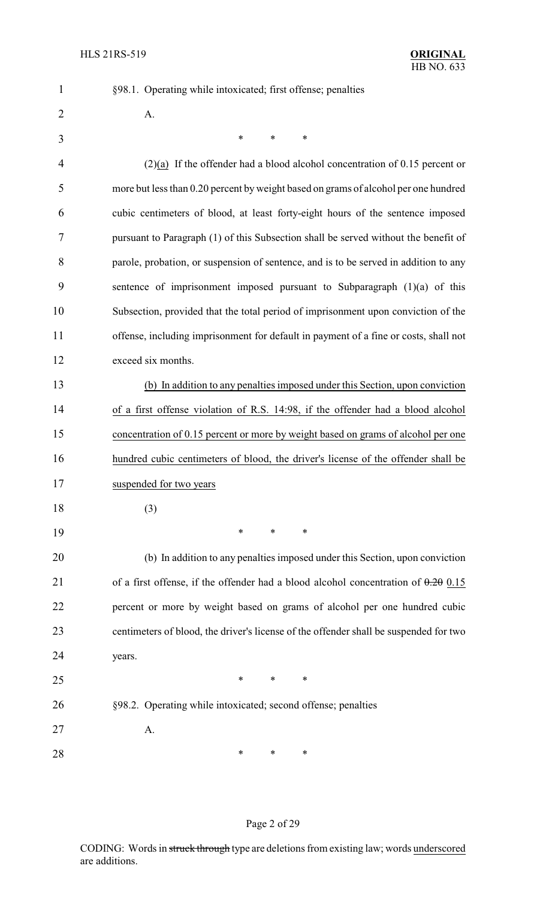§98.1. Operating while intoxicated; first offense; penalties

A.

\* \* \*

(2)(a) If the offender had a blood alcohol concentration of 0.15 percent or more but less than 0.20 percent by weight based on grams of alcohol per one hundred cubic centimeters of blood, at least forty-eight hours of the sentence imposed pursuant to Paragraph (1) of this Subsection shall be served without the benefit of parole, probation, or suspension of sentence, and is to be served in addition to any sentence of imprisonment imposed pursuant to Subparagraph (1)(a) of this Subsection, provided that the total period of imprisonment upon conviction of the offense, including imprisonment for default in payment of a fine or costs, shall not exceed six months.

(b) In addition to any penalties imposed under this Section, upon conviction of a first offense violation of R.S. 14:98, if the offender had a blood alcohol concentration of 0.15 percent or more by weight based on grams of alcohol per one hundred cubic centimeters of blood, the driver's license of the offender shall be suspended for two years

(3)

\* \* \*

(b) In addition to any penalties imposed under this Section, upon conviction of a first offense, if the offender had a blood alcohol concentration of ~~0.20~~ 0.15 percent or more by weight based on grams of alcohol per one hundred cubic centimeters of blood, the driver's license of the offender shall be suspended for two years.

\* \* \*

§98.2. Operating while intoxicated; second offense; penalties

A.

\* \* \*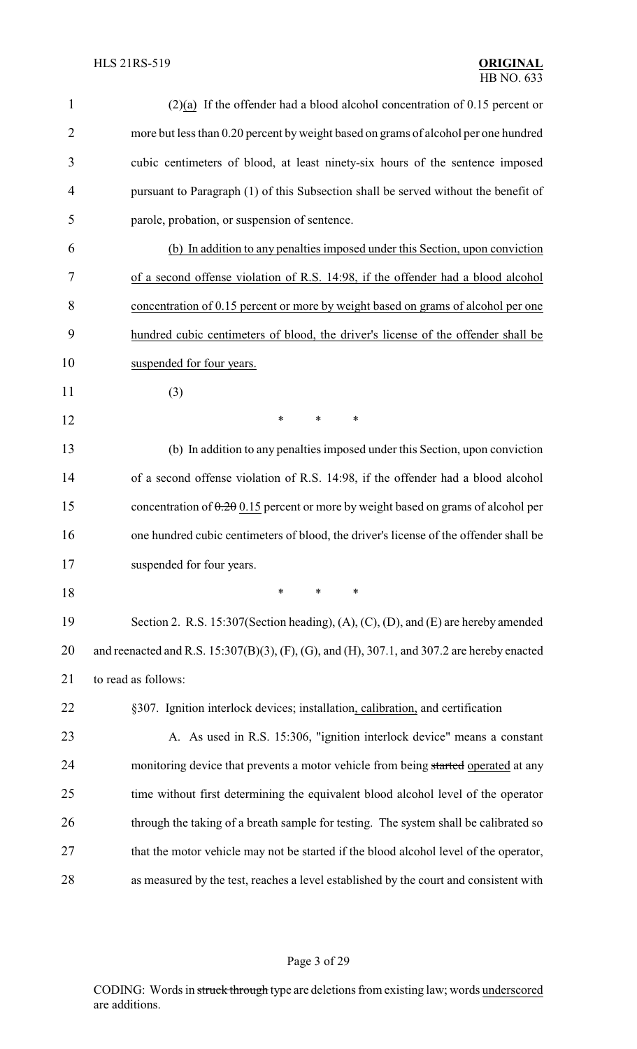(2)(a) If the offender had a blood alcohol concentration of 0.15 percent or more but less than 0.20 percent by weight based on grams of alcohol per one hundred cubic centimeters of blood, at least ninety-six hours of the sentence imposed pursuant to Paragraph (1) of this Subsection shall be served without the benefit of parole, probation, or suspension of sentence.

(b) In addition to any penalties imposed under this Section, upon conviction of a second offense violation of R.S. 14:98, if the offender had a blood alcohol concentration of 0.15 percent or more by weight based on grams of alcohol per one hundred cubic centimeters of blood, the driver's license of the offender shall be suspended for four years.

(3)

\* \* \*

(b) In addition to any penalties imposed under this Section, upon conviction of a second offense violation of R.S. 14:98, if the offender had a blood alcohol concentration of ~~0.20~~ 0.15 percent or more by weight based on grams of alcohol per one hundred cubic centimeters of blood, the driver's license of the offender shall be suspended for four years.

\* \* \*

Section 2. R.S. 15:307(Section heading), (A), (C), (D), and (E) are hereby amended and reenacted and R.S. 15:307(B)(3), (F), (G), and (H), 307.1, and 307.2 are hereby enacted to read as follows:

§307. Ignition interlock devices; installation, calibration, and certification

A. As used in R.S. 15:306, "ignition interlock device" means a constant monitoring device that prevents a motor vehicle from being ~~started~~ operated at any time without first determining the equivalent blood alcohol level of the operator through the taking of a breath sample for testing. The system shall be calibrated so that the motor vehicle may not be started if the blood alcohol level of the operator, as measured by the test, reaches a level established by the court and consistent with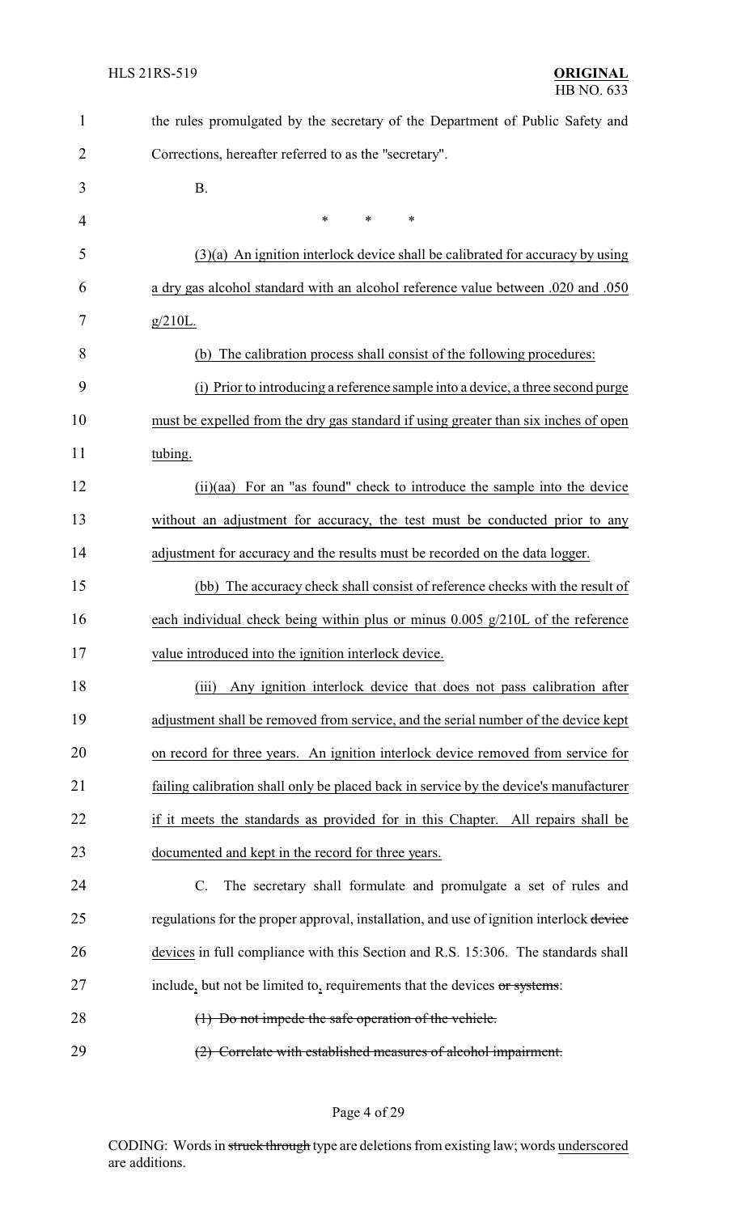the rules promulgated by the secretary of the Department of Public Safety and Corrections, hereafter referred to as the "secretary".

B.

\* \* \*

(3)(a) An ignition interlock device shall be calibrated for accuracy by using a dry gas alcohol standard with an alcohol reference value between .020 and .050 g/210L.

(b) The calibration process shall consist of the following procedures:

(i) Prior to introducing a reference sample into a device, a three second purge must be expelled from the dry gas standard if using greater than six inches of open tubing.

(ii)(aa) For an "as found" check to introduce the sample into the device without an adjustment for accuracy, the test must be conducted prior to any adjustment for accuracy and the results must be recorded on the data logger.

(bb) The accuracy check shall consist of reference checks with the result of each individual check being within plus or minus 0.005 g/210L of the reference value introduced into the ignition interlock device.

(iii) Any ignition interlock device that does not pass calibration after adjustment shall be removed from service, and the serial number of the device kept on record for three years. An ignition interlock device removed from service for failing calibration shall only be placed back in service by the device's manufacturer if it meets the standards as provided for in this Chapter. All repairs shall be documented and kept in the record for three years.

C. The secretary shall formulate and promulgate a set of rules and regulations for the proper approval, installation, and use of ignition interlock ~~device~~ devices in full compliance with this Section and R.S. 15:306. The standards shall include, but not be limited to, requirements that the devices ~~or systems~~:

~~(1) Do not impede the safe operation of the vehicle.~~

~~(2) Correlate with established measures of alcohol impairment.~~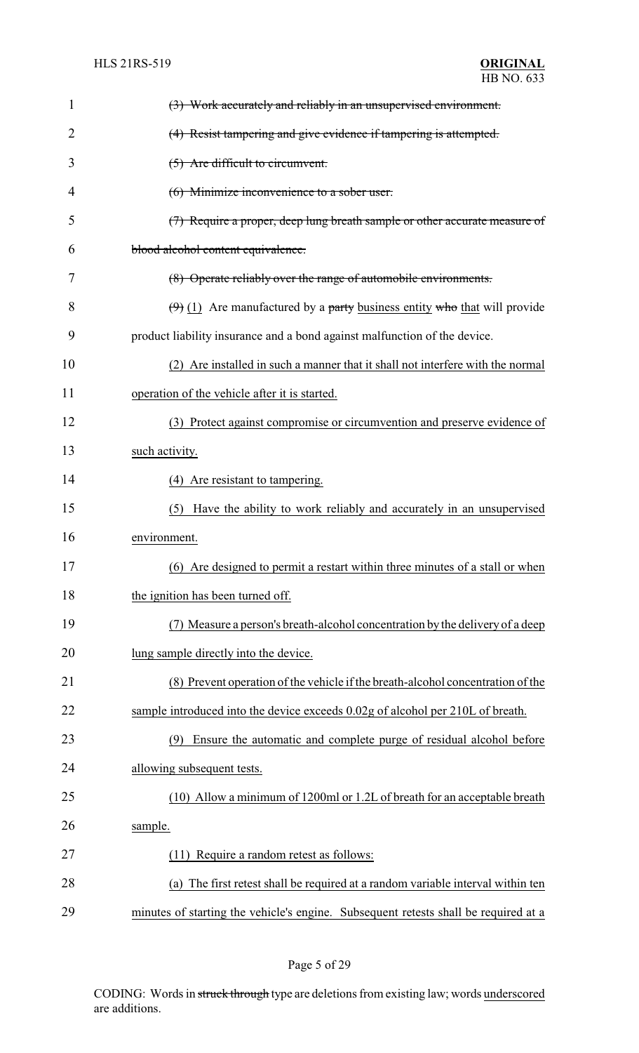~~(3) Work accurately and reliably in an unsupervised environment.~~

~~(4) Resist tampering and give evidence if tampering is attempted.~~

~~(5) Are difficult to circumvent.~~

~~(6) Minimize inconvenience to a sober user.~~

~~(7) Require a proper, deep lung breath sample or other accurate measure of blood alcohol content equivalence.~~

~~(8) Operate reliably over the range of automobile environments.~~

~~(9)~~ <u>(1)</u> Are manufactured by a ~~party~~ <u>business entity</u> ~~who~~ <u>that</u> will provide product liability insurance and a bond against malfunction of the device.

<u>(2) Are installed in such a manner that it shall not interfere with the normal operation of the vehicle after it is started.</u>

<u>(3) Protect against compromise or circumvention and preserve evidence of such activity.</u>

<u>(4) Are resistant to tampering.</u>

<u>(5) Have the ability to work reliably and accurately in an unsupervised environment.</u>

<u>(6) Are designed to permit a restart within three minutes of a stall or when the ignition has been turned off.</u>

<u>(7) Measure a person's breath-alcohol concentration by the delivery of a deep lung sample directly into the device.</u>

<u>(8) Prevent operation of the vehicle if the breath-alcohol concentration of the sample introduced into the device exceeds 0.02g of alcohol per 210L of breath.</u>

<u>(9) Ensure the automatic and complete purge of residual alcohol before allowing subsequent tests.</u>

<u>(10) Allow a minimum of 1200ml or 1.2L of breath for an acceptable breath sample.</u>

<u>(11) Require a random retest as follows:</u>

<u>(a) The first retest shall be required at a random variable interval within ten minutes of starting the vehicle's engine. Subsequent retests shall be required at a</u>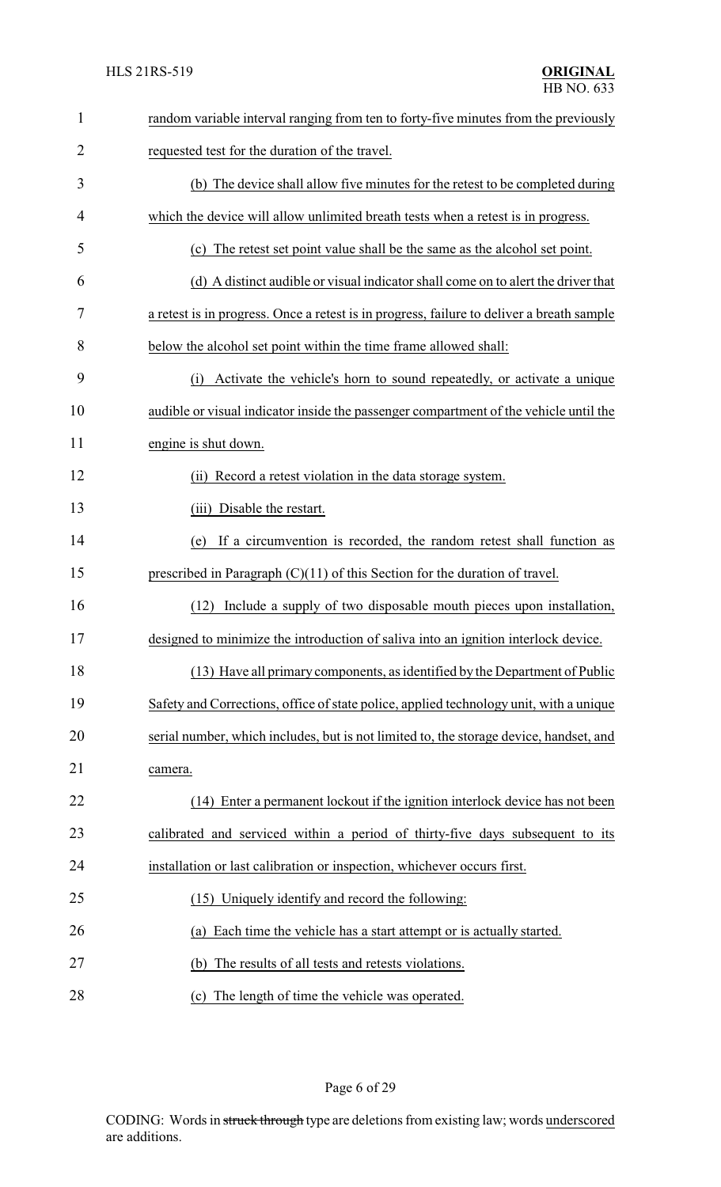random variable interval ranging from ten to forty-five minutes from the previously requested test for the duration of the travel.

(b) The device shall allow five minutes for the retest to be completed during which the device will allow unlimited breath tests when a retest is in progress.

(c) The retest set point value shall be the same as the alcohol set point.

(d) A distinct audible or visual indicator shall come on to alert the driver that a retest is in progress. Once a retest is in progress, failure to deliver a breath sample below the alcohol set point within the time frame allowed shall:

(i) Activate the vehicle's horn to sound repeatedly, or activate a unique audible or visual indicator inside the passenger compartment of the vehicle until the engine is shut down.

(ii) Record a retest violation in the data storage system.

(iii) Disable the restart.

(e) If a circumvention is recorded, the random retest shall function as prescribed in Paragraph (C)(11) of this Section for the duration of travel.

(12) Include a supply of two disposable mouth pieces upon installation, designed to minimize the introduction of saliva into an ignition interlock device.

(13) Have all primary components, as identified by the Department of Public Safety and Corrections, office of state police, applied technology unit, with a unique serial number, which includes, but is not limited to, the storage device, handset, and camera.

(14) Enter a permanent lockout if the ignition interlock device has not been calibrated and serviced within a period of thirty-five days subsequent to its installation or last calibration or inspection, whichever occurs first.

(15) Uniquely identify and record the following:

(a) Each time the vehicle has a start attempt or is actually started.

(b) The results of all tests and retests violations.

(c) The length of time the vehicle was operated.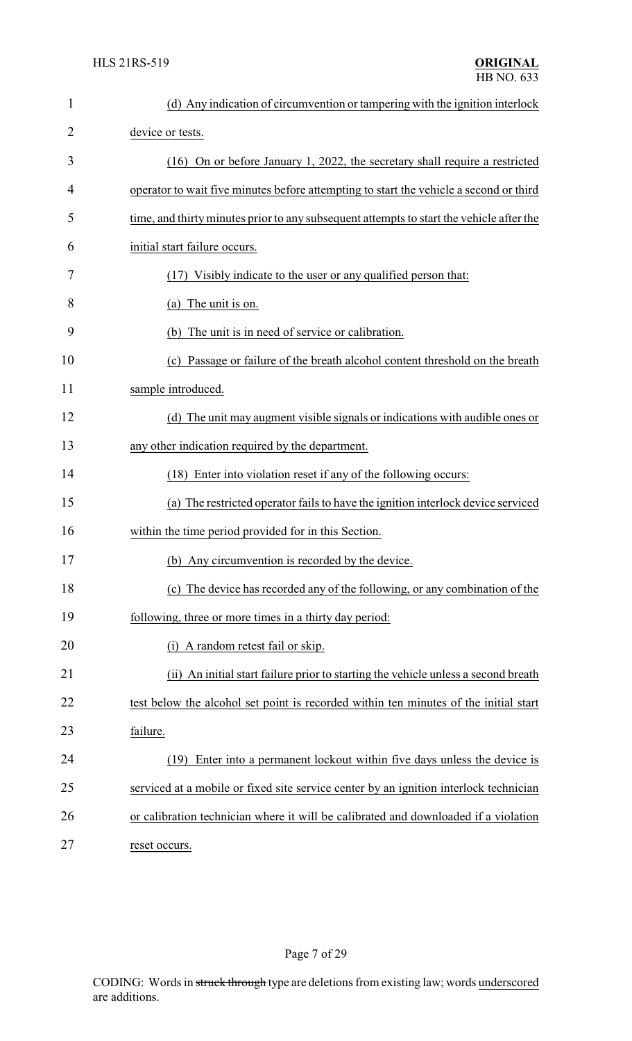(d) Any indication of circumvention or tampering with the ignition interlock device or tests.

(16) On or before January 1, 2022, the secretary shall require a restricted operator to wait five minutes before attempting to start the vehicle a second or third time, and thirty minutes prior to any subsequent attempts to start the vehicle after the initial start failure occurs.

(17) Visibly indicate to the user or any qualified person that:

(a) The unit is on.

(b) The unit is in need of service or calibration.

(c) Passage or failure of the breath alcohol content threshold on the breath sample introduced.

(d) The unit may augment visible signals or indications with audible ones or any other indication required by the department.

(18) Enter into violation reset if any of the following occurs:

(a) The restricted operator fails to have the ignition interlock device serviced within the time period provided for in this Section.

(b) Any circumvention is recorded by the device.

(c) The device has recorded any of the following, or any combination of the following, three or more times in a thirty day period:

(i) A random retest fail or skip.

(ii) An initial start failure prior to starting the vehicle unless a second breath test below the alcohol set point is recorded within ten minutes of the initial start failure.

(19) Enter into a permanent lockout within five days unless the device is serviced at a mobile or fixed site service center by an ignition interlock technician or calibration technician where it will be calibrated and downloaded if a violation reset occurs.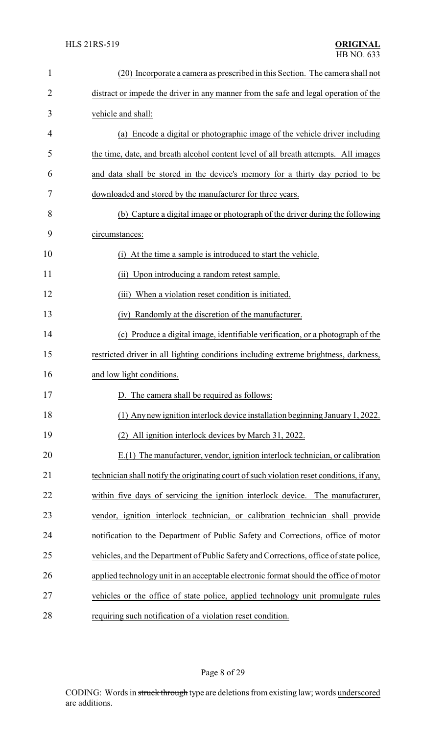(20) Incorporate a camera as prescribed in this Section. The camera shall not distract or impede the driver in any manner from the safe and legal operation of the vehicle and shall:

(a) Encode a digital or photographic image of the vehicle driver including the time, date, and breath alcohol content level of all breath attempts. All images and data shall be stored in the device's memory for a thirty day period to be downloaded and stored by the manufacturer for three years.

(b) Capture a digital image or photograph of the driver during the following circumstances:

(i) At the time a sample is introduced to start the vehicle.

(ii) Upon introducing a random retest sample.

(iii) When a violation reset condition is initiated.

(iv) Randomly at the discretion of the manufacturer.

(c) Produce a digital image, identifiable verification, or a photograph of the restricted driver in all lighting conditions including extreme brightness, darkness, and low light conditions.

D. The camera shall be required as follows:

(1) Any new ignition interlock device installation beginning January 1, 2022.

(2) All ignition interlock devices by March 31, 2022.

E.(1) The manufacturer, vendor, ignition interlock technician, or calibration technician shall notify the originating court of such violation reset conditions, if any, within five days of servicing the ignition interlock device. The manufacturer, vendor, ignition interlock technician, or calibration technician shall provide notification to the Department of Public Safety and Corrections, office of motor vehicles, and the Department of Public Safety and Corrections, office of state police, applied technology unit in an acceptable electronic format should the office of motor vehicles or the office of state police, applied technology unit promulgate rules requiring such notification of a violation reset condition.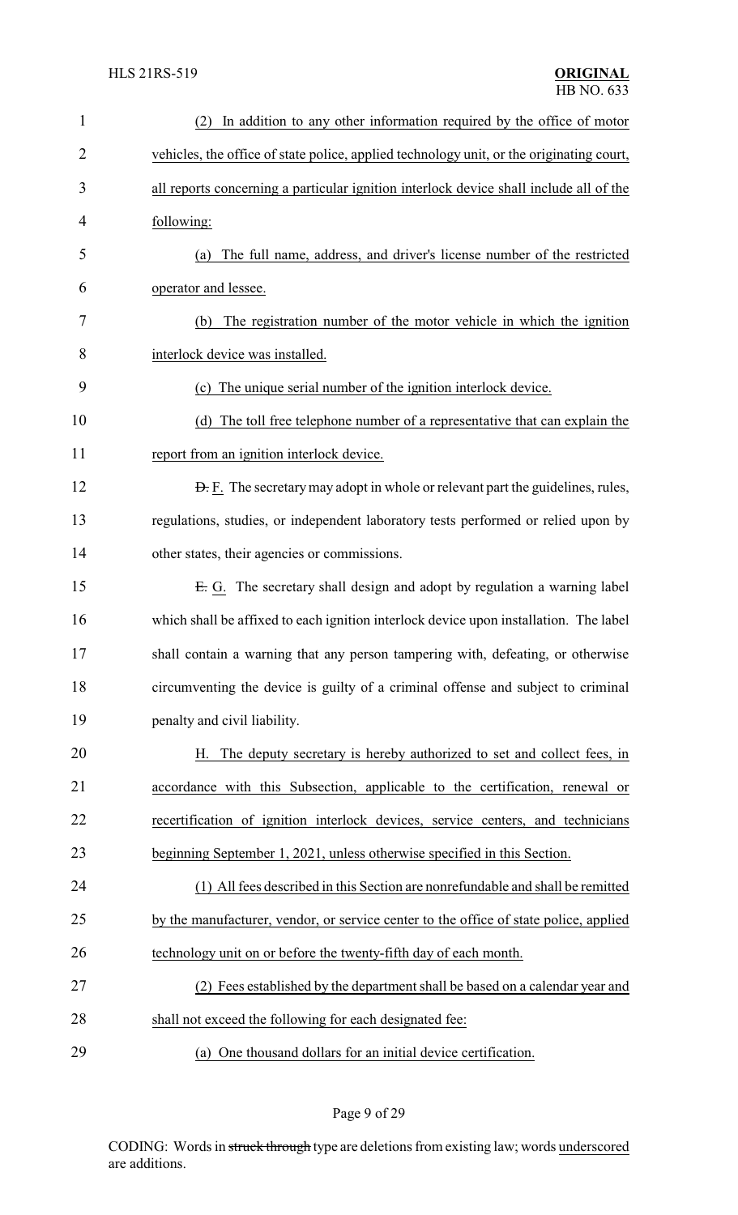(2) In addition to any other information required by the office of motor vehicles, the office of state police, applied technology unit, or the originating court, all reports concerning a particular ignition interlock device shall include all of the following:

(a) The full name, address, and driver's license number of the restricted operator and lessee.

(b) The registration number of the motor vehicle in which the ignition interlock device was installed.

(c) The unique serial number of the ignition interlock device.

(d) The toll free telephone number of a representative that can explain the report from an ignition interlock device.

~~D.~~ F. The secretary may adopt in whole or relevant part the guidelines, rules, regulations, studies, or independent laboratory tests performed or relied upon by other states, their agencies or commissions.

~~E.~~ G. The secretary shall design and adopt by regulation a warning label which shall be affixed to each ignition interlock device upon installation. The label shall contain a warning that any person tampering with, defeating, or otherwise circumventing the device is guilty of a criminal offense and subject to criminal penalty and civil liability.

H. The deputy secretary is hereby authorized to set and collect fees, in accordance with this Subsection, applicable to the certification, renewal or recertification of ignition interlock devices, service centers, and technicians beginning September 1, 2021, unless otherwise specified in this Section.

(1) All fees described in this Section are nonrefundable and shall be remitted by the manufacturer, vendor, or service center to the office of state police, applied technology unit on or before the twenty-fifth day of each month.

(2) Fees established by the department shall be based on a calendar year and shall not exceed the following for each designated fee:

(a) One thousand dollars for an initial device certification.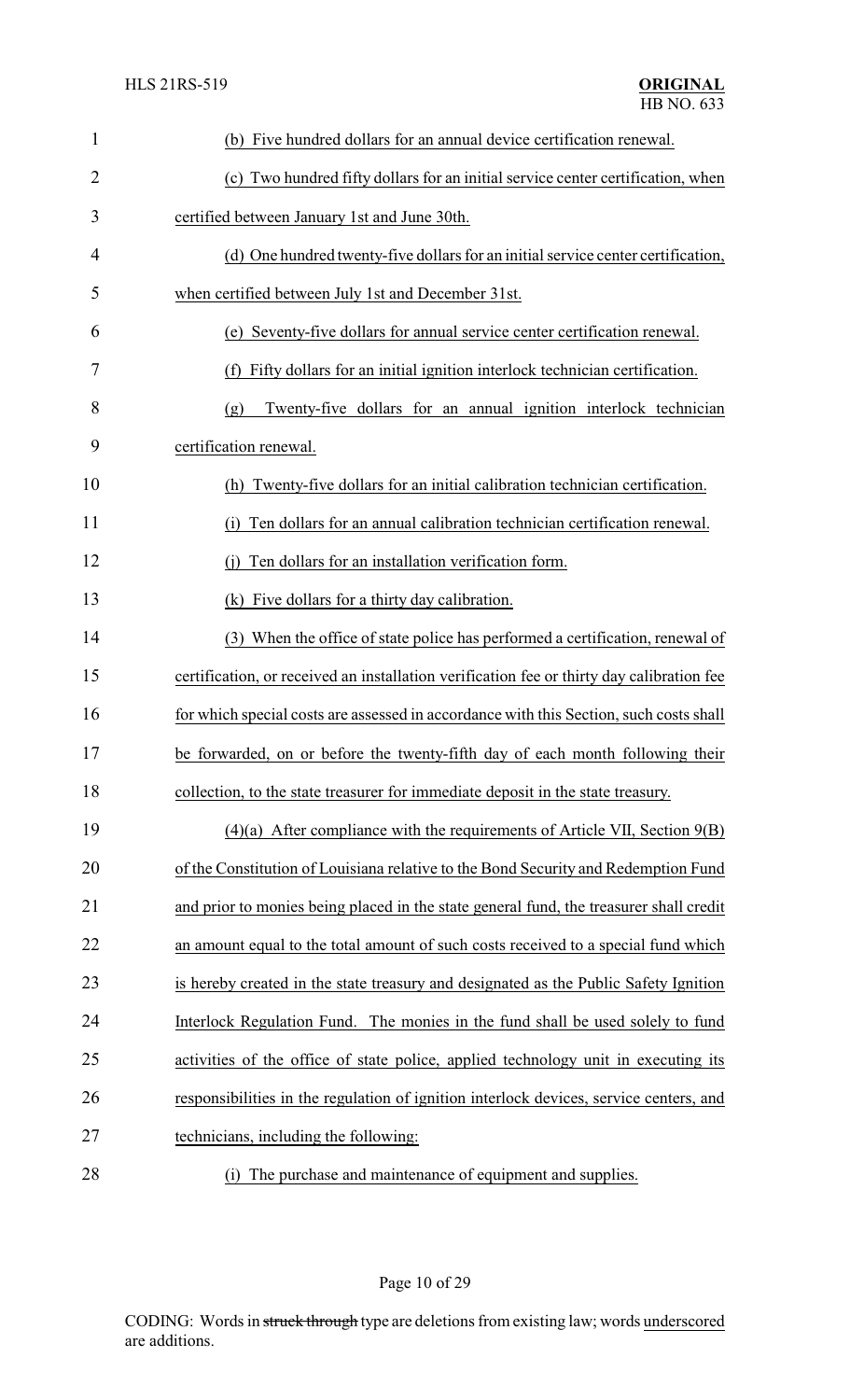(b) Five hundred dollars for an annual device certification renewal.

(c) Two hundred fifty dollars for an initial service center certification, when certified between January 1st and June 30th.

(d) One hundred twenty-five dollars for an initial service center certification, when certified between July 1st and December 31st.

(e) Seventy-five dollars for annual service center certification renewal.

(f) Fifty dollars for an initial ignition interlock technician certification.

(g) Twenty-five dollars for an annual ignition interlock technician certification renewal.

(h) Twenty-five dollars for an initial calibration technician certification.

(i) Ten dollars for an annual calibration technician certification renewal.

(j) Ten dollars for an installation verification form.

(k) Five dollars for a thirty day calibration.

(3) When the office of state police has performed a certification, renewal of certification, or received an installation verification fee or thirty day calibration fee for which special costs are assessed in accordance with this Section, such costs shall be forwarded, on or before the twenty-fifth day of each month following their collection, to the state treasurer for immediate deposit in the state treasury.

(4)(a) After compliance with the requirements of Article VII, Section 9(B) of the Constitution of Louisiana relative to the Bond Security and Redemption Fund and prior to monies being placed in the state general fund, the treasurer shall credit an amount equal to the total amount of such costs received to a special fund which is hereby created in the state treasury and designated as the Public Safety Ignition Interlock Regulation Fund. The monies in the fund shall be used solely to fund activities of the office of state police, applied technology unit in executing its responsibilities in the regulation of ignition interlock devices, service centers, and technicians, including the following:

(i) The purchase and maintenance of equipment and supplies.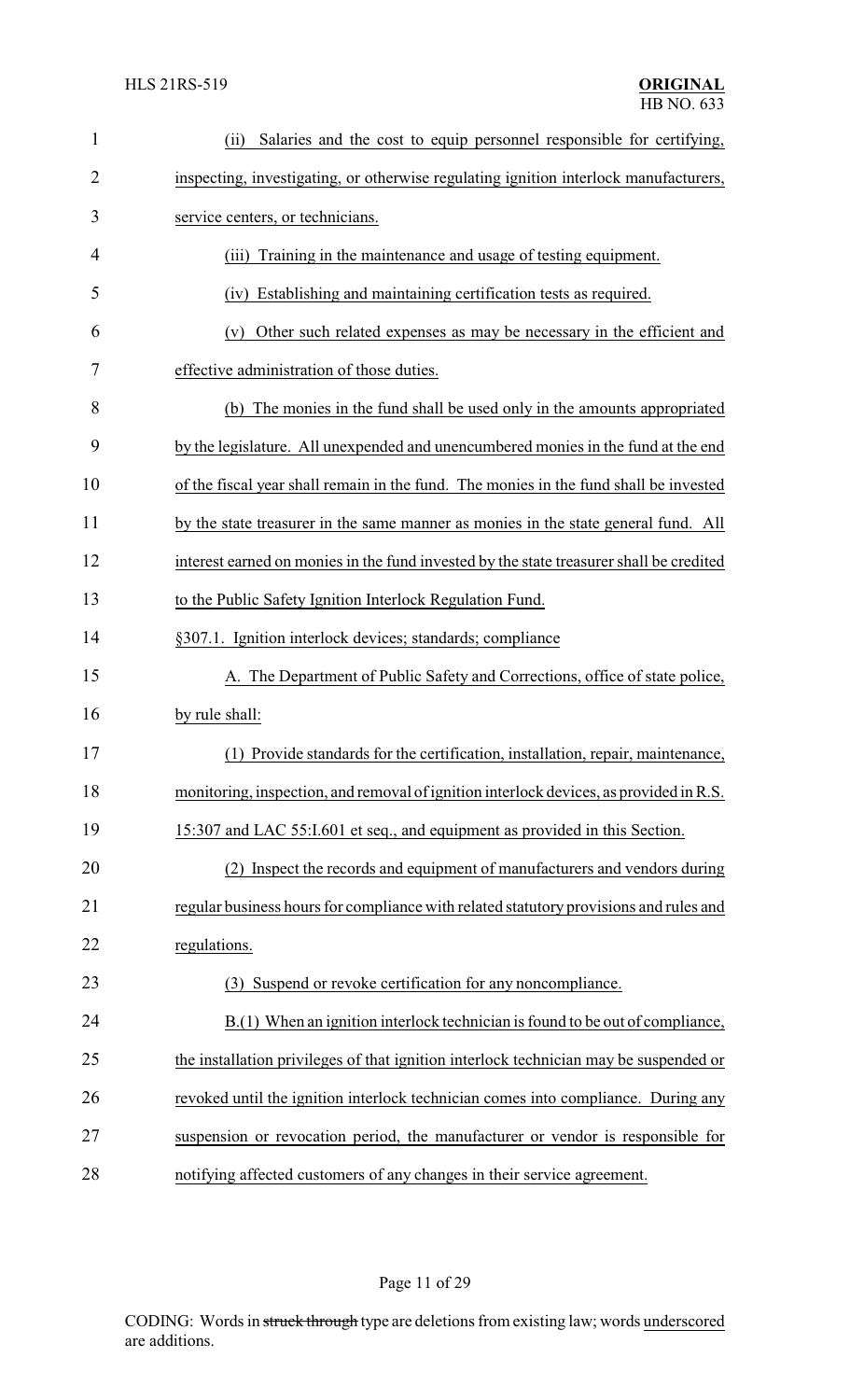(ii) Salaries and the cost to equip personnel responsible for certifying, inspecting, investigating, or otherwise regulating ignition interlock manufacturers, service centers, or technicians.

(iii) Training in the maintenance and usage of testing equipment.

(iv) Establishing and maintaining certification tests as required.

(v) Other such related expenses as may be necessary in the efficient and effective administration of those duties.

(b) The monies in the fund shall be used only in the amounts appropriated by the legislature. All unexpended and unencumbered monies in the fund at the end of the fiscal year shall remain in the fund. The monies in the fund shall be invested by the state treasurer in the same manner as monies in the state general fund. All interest earned on monies in the fund invested by the state treasurer shall be credited to the Public Safety Ignition Interlock Regulation Fund.

§307.1. Ignition interlock devices; standards; compliance

A. The Department of Public Safety and Corrections, office of state police, by rule shall:

(1) Provide standards for the certification, installation, repair, maintenance, monitoring, inspection, and removal of ignition interlock devices, as provided in R.S. 15:307 and LAC 55:I.601 et seq., and equipment as provided in this Section.

(2) Inspect the records and equipment of manufacturers and vendors during regular business hours for compliance with related statutory provisions and rules and regulations.

(3) Suspend or revoke certification for any noncompliance.

B.(1) When an ignition interlock technician is found to be out of compliance, the installation privileges of that ignition interlock technician may be suspended or revoked until the ignition interlock technician comes into compliance. During any suspension or revocation period, the manufacturer or vendor is responsible for notifying affected customers of any changes in their service agreement.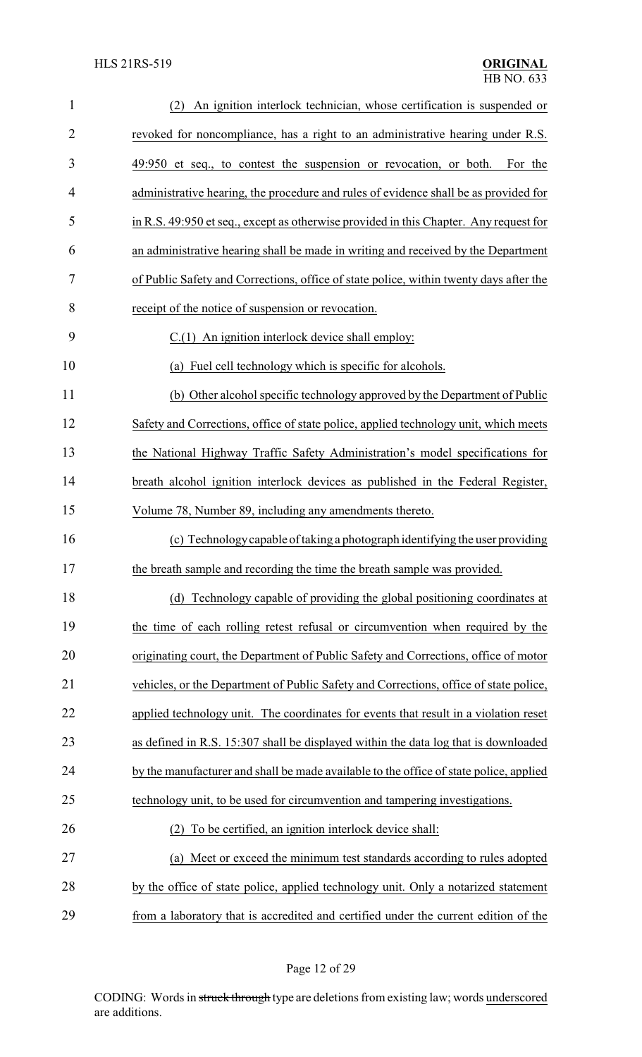(2) An ignition interlock technician, whose certification is suspended or revoked for noncompliance, has a right to an administrative hearing under R.S. 49:950 et seq., to contest the suspension or revocation, or both. For the administrative hearing, the procedure and rules of evidence shall be as provided for in R.S. 49:950 et seq., except as otherwise provided in this Chapter. Any request for an administrative hearing shall be made in writing and received by the Department of Public Safety and Corrections, office of state police, within twenty days after the receipt of the notice of suspension or revocation.

C.(1) An ignition interlock device shall employ:

(a) Fuel cell technology which is specific for alcohols.

(b) Other alcohol specific technology approved by the Department of Public Safety and Corrections, office of state police, applied technology unit, which meets the National Highway Traffic Safety Administration's model specifications for breath alcohol ignition interlock devices as published in the Federal Register, Volume 78, Number 89, including any amendments thereto.

(c) Technology capable of taking a photograph identifying the user providing the breath sample and recording the time the breath sample was provided.

(d) Technology capable of providing the global positioning coordinates at the time of each rolling retest refusal or circumvention when required by the originating court, the Department of Public Safety and Corrections, office of motor vehicles, or the Department of Public Safety and Corrections, office of state police, applied technology unit. The coordinates for events that result in a violation reset as defined in R.S. 15:307 shall be displayed within the data log that is downloaded by the manufacturer and shall be made available to the office of state police, applied technology unit, to be used for circumvention and tampering investigations.

(2) To be certified, an ignition interlock device shall:

(a) Meet or exceed the minimum test standards according to rules adopted by the office of state police, applied technology unit. Only a notarized statement from a laboratory that is accredited and certified under the current edition of the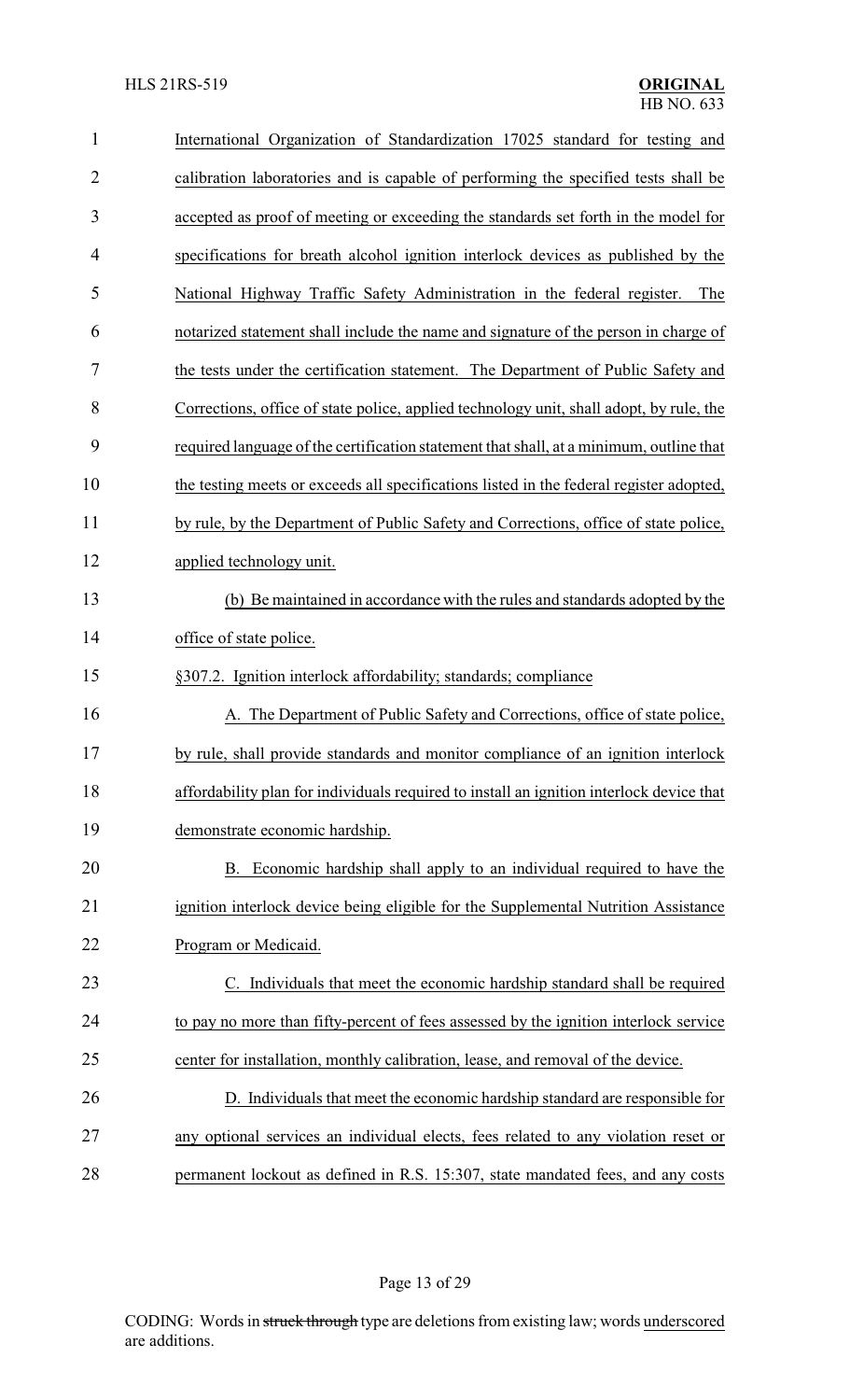International Organization of Standardization 17025 standard for testing and calibration laboratories and is capable of performing the specified tests shall be accepted as proof of meeting or exceeding the standards set forth in the model for specifications for breath alcohol ignition interlock devices as published by the National Highway Traffic Safety Administration in the federal register. The notarized statement shall include the name and signature of the person in charge of the tests under the certification statement. The Department of Public Safety and Corrections, office of state police, applied technology unit, shall adopt, by rule, the required language of the certification statement that shall, at a minimum, outline that the testing meets or exceeds all specifications listed in the federal register adopted, by rule, by the Department of Public Safety and Corrections, office of state police, applied technology unit.

(b) Be maintained in accordance with the rules and standards adopted by the office of state police.

§307.2. Ignition interlock affordability; standards; compliance

A. The Department of Public Safety and Corrections, office of state police, by rule, shall provide standards and monitor compliance of an ignition interlock affordability plan for individuals required to install an ignition interlock device that demonstrate economic hardship.

B. Economic hardship shall apply to an individual required to have the ignition interlock device being eligible for the Supplemental Nutrition Assistance Program or Medicaid.

C. Individuals that meet the economic hardship standard shall be required to pay no more than fifty-percent of fees assessed by the ignition interlock service center for installation, monthly calibration, lease, and removal of the device.

D. Individuals that meet the economic hardship standard are responsible for any optional services an individual elects, fees related to any violation reset or permanent lockout as defined in R.S. 15:307, state mandated fees, and any costs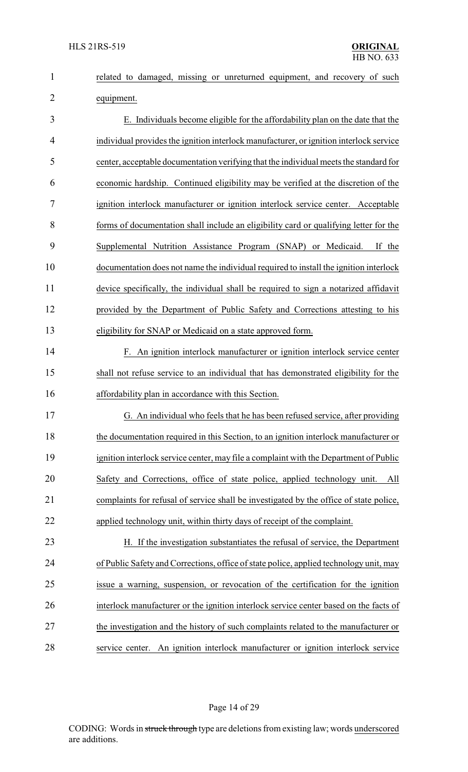related to damaged, missing or unreturned equipment, and recovery of such equipment.

E. Individuals become eligible for the affordability plan on the date that the individual provides the ignition interlock manufacturer, or ignition interlock service center, acceptable documentation verifying that the individual meets the standard for economic hardship. Continued eligibility may be verified at the discretion of the ignition interlock manufacturer or ignition interlock service center. Acceptable forms of documentation shall include an eligibility card or qualifying letter for the Supplemental Nutrition Assistance Program (SNAP) or Medicaid. If the documentation does not name the individual required to install the ignition interlock device specifically, the individual shall be required to sign a notarized affidavit provided by the Department of Public Safety and Corrections attesting to his eligibility for SNAP or Medicaid on a state approved form.

F. An ignition interlock manufacturer or ignition interlock service center shall not refuse service to an individual that has demonstrated eligibility for the affordability plan in accordance with this Section.

G. An individual who feels that he has been refused service, after providing the documentation required in this Section, to an ignition interlock manufacturer or ignition interlock service center, may file a complaint with the Department of Public Safety and Corrections, office of state police, applied technology unit. All complaints for refusal of service shall be investigated by the office of state police, applied technology unit, within thirty days of receipt of the complaint.

H. If the investigation substantiates the refusal of service, the Department of Public Safety and Corrections, office of state police, applied technology unit, may issue a warning, suspension, or revocation of the certification for the ignition interlock manufacturer or the ignition interlock service center based on the facts of the investigation and the history of such complaints related to the manufacturer or service center. An ignition interlock manufacturer or ignition interlock service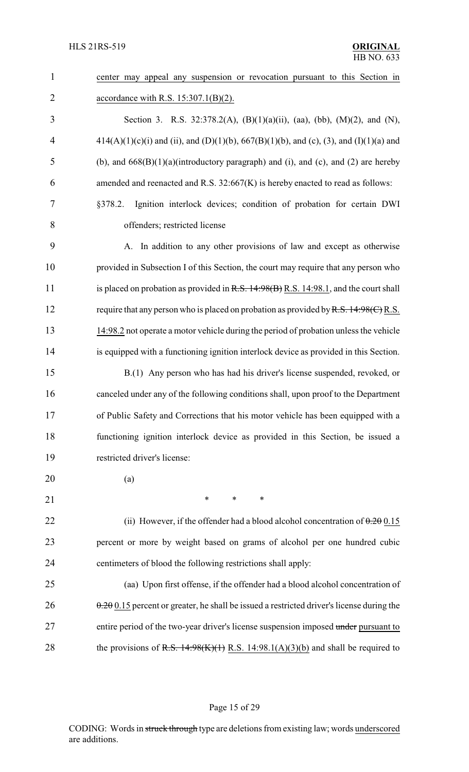center may appeal any suspension or revocation pursuant to this Section in accordance with R.S. 15:307.1(B)(2).

Section 3. R.S. 32:378.2(A), (B)(1)(a)(ii), (aa), (bb), (M)(2), and (N), 414(A)(1)(c)(i) and (ii), and (D)(1)(b), 667(B)(1)(b), and (c), (3), and (I)(1)(a) and (b), and 668(B)(1)(a)(introductory paragraph) and (i), and (c), and (2) are hereby amended and reenacted and R.S. 32:667(K) is hereby enacted to read as follows:

§378.2. Ignition interlock devices; condition of probation for certain DWI offenders; restricted license

A. In addition to any other provisions of law and except as otherwise provided in Subsection I of this Section, the court may require that any person who is placed on probation as provided in ~~R.S. 14:98(B)~~ R.S. 14:98.1, and the court shall require that any person who is placed on probation as provided by ~~R.S. 14:98(C)~~ R.S. 14:98.2 not operate a motor vehicle during the period of probation unless the vehicle is equipped with a functioning ignition interlock device as provided in this Section.

B.(1) Any person who has had his driver's license suspended, revoked, or canceled under any of the following conditions shall, upon proof to the Department of Public Safety and Corrections that his motor vehicle has been equipped with a functioning ignition interlock device as provided in this Section, be issued a restricted driver's license:

(a)

\* \* \*

(ii) However, if the offender had a blood alcohol concentration of ~~0.20~~ 0.15 percent or more by weight based on grams of alcohol per one hundred cubic centimeters of blood the following restrictions shall apply:

(aa) Upon first offense, if the offender had a blood alcohol concentration of ~~0.20~~ 0.15 percent or greater, he shall be issued a restricted driver's license during the entire period of the two-year driver's license suspension imposed ~~under~~ pursuant to the provisions of ~~R.S. 14:98(K)(1)~~ R.S. 14:98.1(A)(3)(b) and shall be required to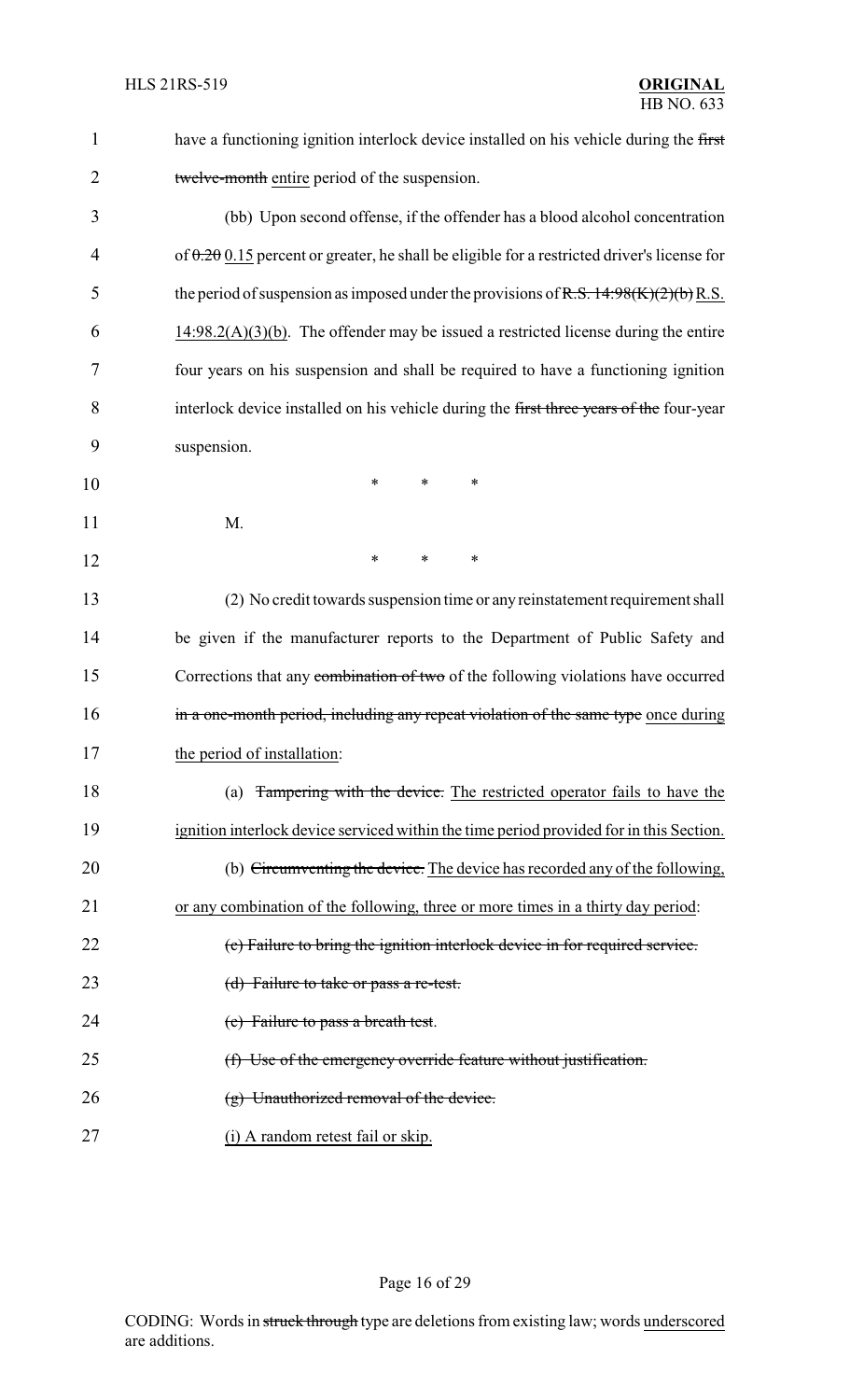have a functioning ignition interlock device installed on his vehicle during the ~~first twelve-month~~ entire period of the suspension.

(bb) Upon second offense, if the offender has a blood alcohol concentration of ~~0.20~~ 0.15 percent or greater, he shall be eligible for a restricted driver's license for the period of suspension as imposed under the provisions of ~~R.S. 14:98(K)(2)(b)~~ R.S. 14:98.2(A)(3)(b). The offender may be issued a restricted license during the entire four years on his suspension and shall be required to have a functioning ignition interlock device installed on his vehicle during the ~~first three years of the~~ four-year suspension.

\* \* \*

M.

\* \* \*

(2) No credit towards suspension time or any reinstatement requirement shall be given if the manufacturer reports to the Department of Public Safety and Corrections that any ~~combination of two~~ of the following violations have occurred ~~in a one-month period, including any repeat violation of the same type~~ once during the period of installation:

(a) ~~Tampering with the device.~~ The restricted operator fails to have the ignition interlock device serviced within the time period provided for in this Section.

(b) ~~Circumventing the device.~~ The device has recorded any of the following, or any combination of the following, three or more times in a thirty day period:

~~(c) Failure to bring the ignition interlock device in for required service.~~

~~(d) Failure to take or pass a re-test.~~

~~(e) Failure to pass a breath test.~~

~~(f) Use of the emergency override feature without justification.~~

~~(g) Unauthorized removal of the device.~~

(i) A random retest fail or skip.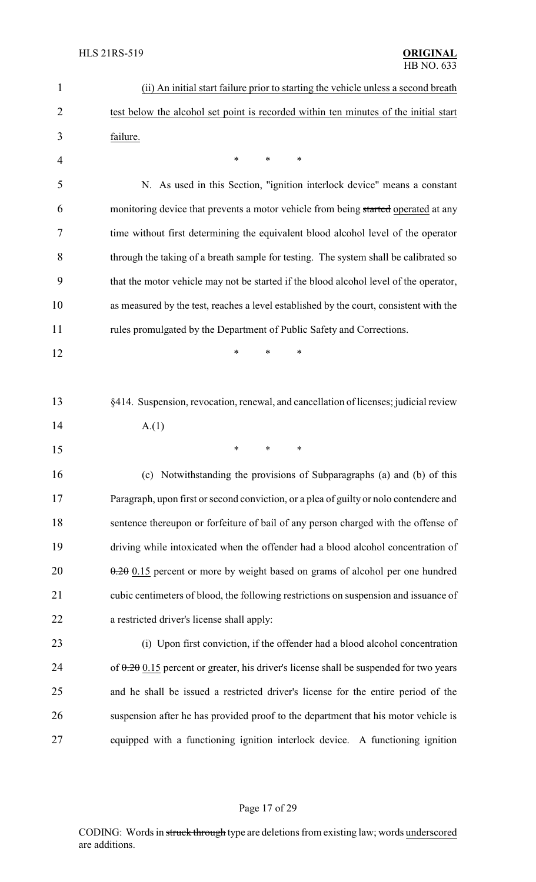(ii) An initial start failure prior to starting the vehicle unless a second breath test below the alcohol set point is recorded within ten minutes of the initial start failure.

\* \* \*

N. As used in this Section, "ignition interlock device" means a constant monitoring device that prevents a motor vehicle from being ~~started~~ operated at any time without first determining the equivalent blood alcohol level of the operator through the taking of a breath sample for testing. The system shall be calibrated so that the motor vehicle may not be started if the blood alcohol level of the operator, as measured by the test, reaches a level established by the court, consistent with the rules promulgated by the Department of Public Safety and Corrections.

\* \* \*

§414. Suspension, revocation, renewal, and cancellation of licenses; judicial review

A.(1)

\* \* \*

(c) Notwithstanding the provisions of Subparagraphs (a) and (b) of this Paragraph, upon first or second conviction, or a plea of guilty or nolo contendere and sentence thereupon or forfeiture of bail of any person charged with the offense of driving while intoxicated when the offender had a blood alcohol concentration of ~~0.20~~ 0.15 percent or more by weight based on grams of alcohol per one hundred cubic centimeters of blood, the following restrictions on suspension and issuance of a restricted driver's license shall apply:

(i) Upon first conviction, if the offender had a blood alcohol concentration of ~~0.20~~ 0.15 percent or greater, his driver's license shall be suspended for two years and he shall be issued a restricted driver's license for the entire period of the suspension after he has provided proof to the department that his motor vehicle is equipped with a functioning ignition interlock device. A functioning ignition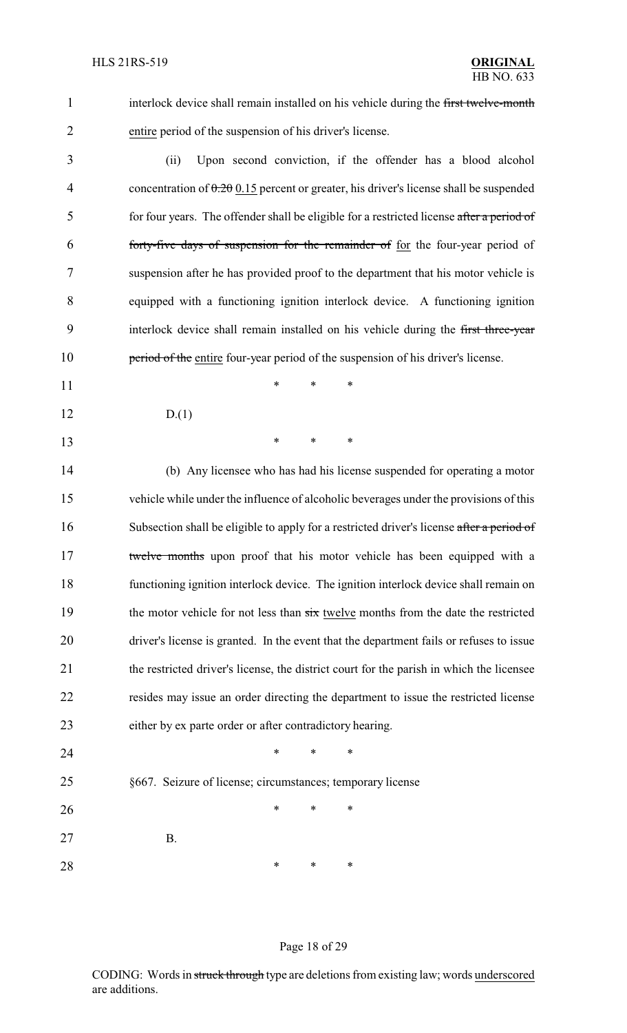interlock device shall remain installed on his vehicle during the ~~first twelve-month~~ <u>entire</u> period of the suspension of his driver's license.

(ii) Upon second conviction, if the offender has a blood alcohol concentration of ~~0.20~~ <u>0.15</u> percent or greater, his driver's license shall be suspended for four years. The offender shall be eligible for a restricted license ~~after a period of forty-five days of suspension for the remainder of~~ <u>for</u> the four-year period of suspension after he has provided proof to the department that his motor vehicle is equipped with a functioning ignition interlock device. A functioning ignition interlock device shall remain installed on his vehicle during the ~~first three-year period of the~~ <u>entire</u> four-year period of the suspension of his driver's license.

\* \* \*

D.(1)

\* \* \*

(b) Any licensee who has had his license suspended for operating a motor vehicle while under the influence of alcoholic beverages under the provisions of this Subsection shall be eligible to apply for a restricted driver's license ~~after a period of twelve months~~ upon proof that his motor vehicle has been equipped with a functioning ignition interlock device. The ignition interlock device shall remain on the motor vehicle for not less than ~~six~~ <u>twelve</u> months from the date the restricted driver's license is granted. In the event that the department fails or refuses to issue the restricted driver's license, the district court for the parish in which the licensee resides may issue an order directing the department to issue the restricted license either by ex parte order or after contradictory hearing.

\* \* \*

§667. Seizure of license; circumstances; temporary license

\* \* \*

B.

\* \* \*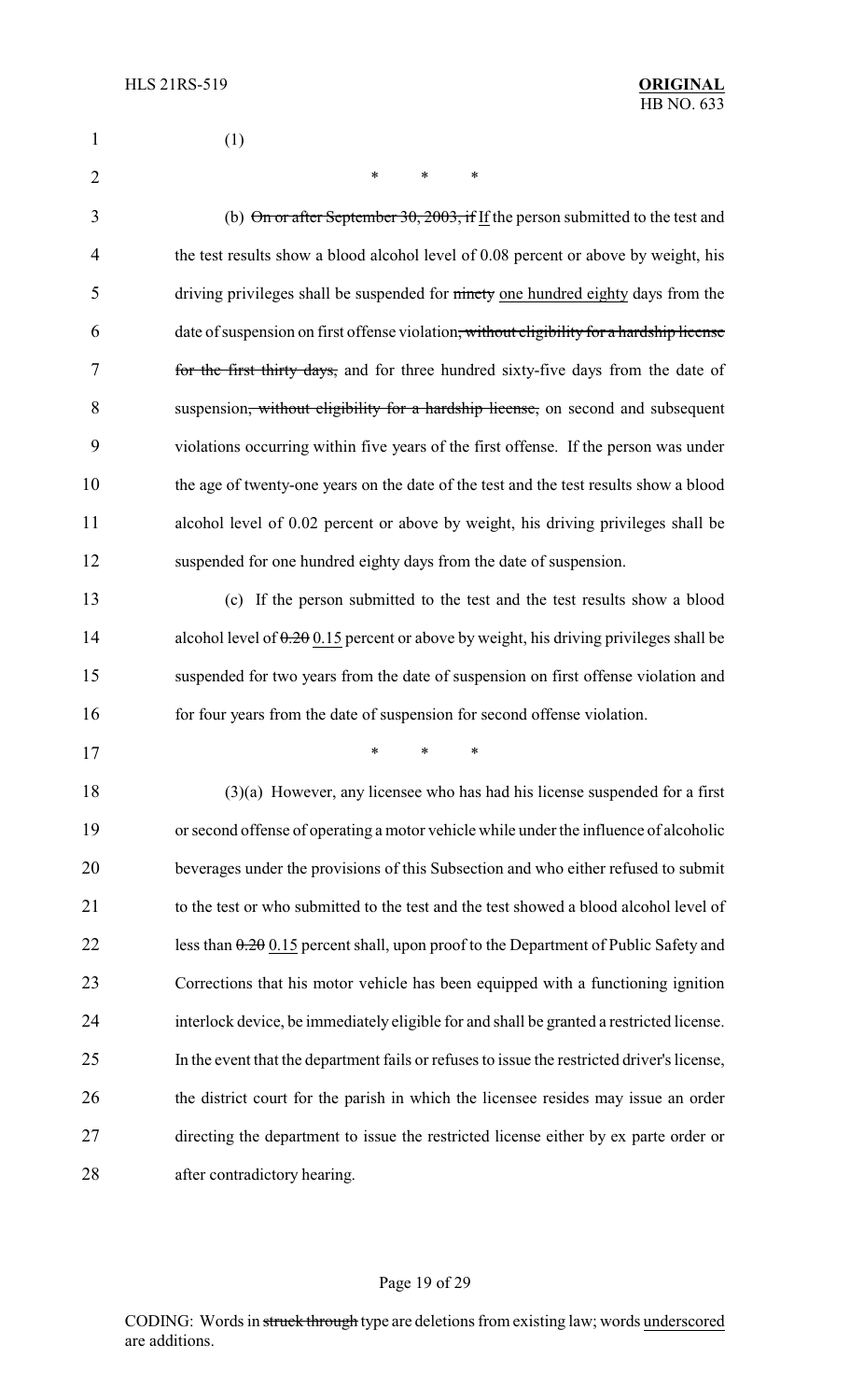(1)

\* \* \*

(b) ~~On or after September 30, 2003, if~~ <u>If</u> the person submitted to the test and the test results show a blood alcohol level of 0.08 percent or above by weight, his driving privileges shall be suspended for ~~ninety~~ <u>one hundred eighty</u> days from the date of suspension on first offense violation~~, without eligibility for a hardship license for the first thirty days,~~ and for three hundred sixty-five days from the date of suspension~~, without eligibility for a hardship license,~~ on second and subsequent violations occurring within five years of the first offense. If the person was under the age of twenty-one years on the date of the test and the test results show a blood alcohol level of 0.02 percent or above by weight, his driving privileges shall be suspended for one hundred eighty days from the date of suspension.

(c) If the person submitted to the test and the test results show a blood alcohol level of ~~0.20~~ <u>0.15</u> percent or above by weight, his driving privileges shall be suspended for two years from the date of suspension on first offense violation and for four years from the date of suspension for second offense violation.

\* \* \*

(3)(a) However, any licensee who has had his license suspended for a first or second offense of operating a motor vehicle while under the influence of alcoholic beverages under the provisions of this Subsection and who either refused to submit to the test or who submitted to the test and the test showed a blood alcohol level of less than ~~0.20~~ <u>0.15</u> percent shall, upon proof to the Department of Public Safety and Corrections that his motor vehicle has been equipped with a functioning ignition interlock device, be immediately eligible for and shall be granted a restricted license. In the event that the department fails or refuses to issue the restricted driver's license, the district court for the parish in which the licensee resides may issue an order directing the department to issue the restricted license either by ex parte order or after contradictory hearing.

CODING: Words in ~~struck through~~ type are deletions from existing law; words <u>underscored</u> are additions.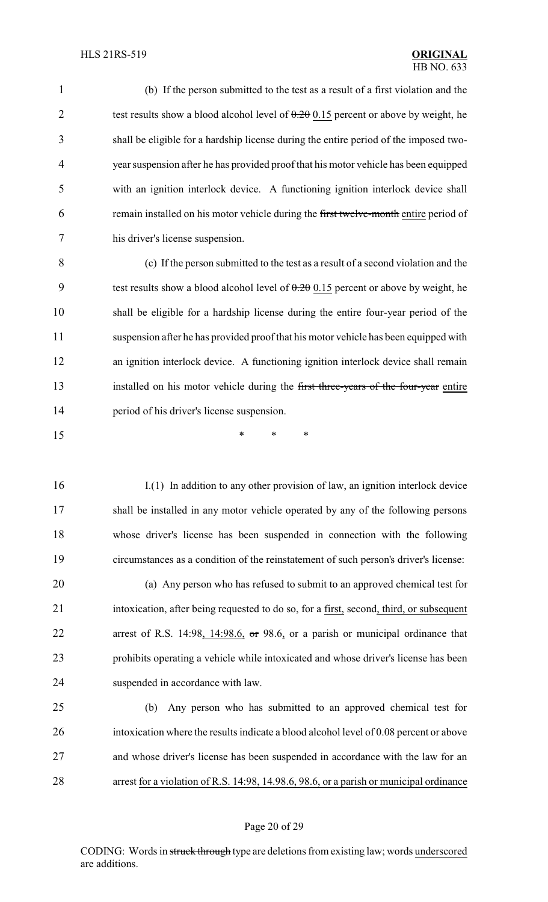(b) If the person submitted to the test as a result of a first violation and the test results show a blood alcohol level of ~~0.20~~ <u>0.15</u> percent or above by weight, he shall be eligible for a hardship license during the entire period of the imposed two-year suspension after he has provided proof that his motor vehicle has been equipped with an ignition interlock device. A functioning ignition interlock device shall remain installed on his motor vehicle during the ~~first twelve-month~~ <u>entire</u> period of his driver's license suspension.

(c) If the person submitted to the test as a result of a second violation and the test results show a blood alcohol level of ~~0.20~~ <u>0.15</u> percent or above by weight, he shall be eligible for a hardship license during the entire four-year period of the suspension after he has provided proof that his motor vehicle has been equipped with an ignition interlock device. A functioning ignition interlock device shall remain installed on his motor vehicle during the ~~first three-years of the four-year~~ <u>entire</u> period of his driver's license suspension.

\* \* \*

I.(1) In addition to any other provision of law, an ignition interlock device shall be installed in any motor vehicle operated by any of the following persons whose driver's license has been suspended in connection with the following circumstances as a condition of the reinstatement of such person's driver's license:

(a) Any person who has refused to submit to an approved chemical test for intoxication, after being requested to do so, for a <u>first,</u> second<u>, third, or subsequent</u> arrest of R.S. 14:98<u>, 14:98.6,</u> ~~or~~ 98.6<u>,</u> or a parish or municipal ordinance that prohibits operating a vehicle while intoxicated and whose driver's license has been suspended in accordance with law.

(b) Any person who has submitted to an approved chemical test for intoxication where the results indicate a blood alcohol level of 0.08 percent or above and whose driver's license has been suspended in accordance with the law for an arrest <u>for a violation of R.S. 14:98, 14.98.6, 98.6, or a parish or municipal ordinance</u>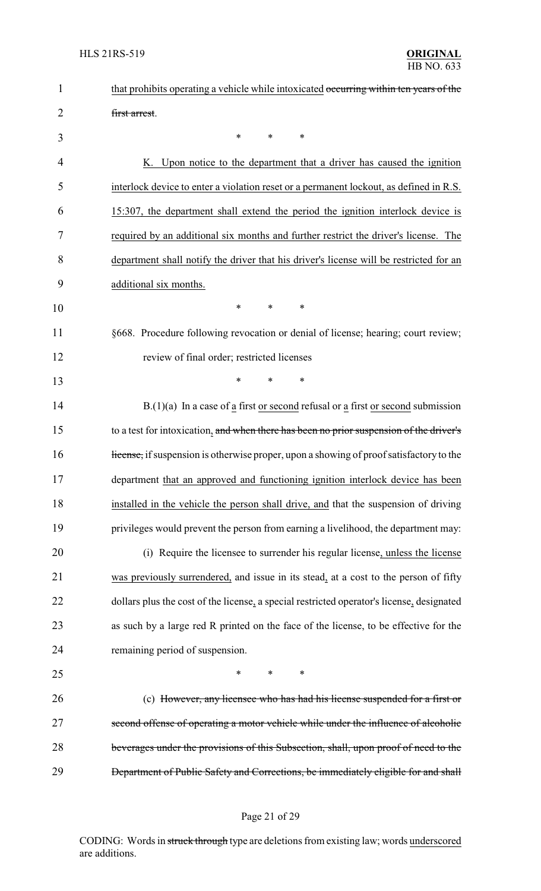that prohibits operating a vehicle while intoxicated ~~occurring within ten years of the first arrest~~.

\* \* \*

K. Upon notice to the department that a driver has caused the ignition interlock device to enter a violation reset or a permanent lockout, as defined in R.S. 15:307, the department shall extend the period the ignition interlock device is required by an additional six months and further restrict the driver's license. The department shall notify the driver that his driver's license will be restricted for an additional six months.

\* \* \*

§668. Procedure following revocation or denial of license; hearing; court review; review of final order; restricted licenses

\* \* \*

B.(1)(a) In a case of a first or second refusal or a first or second submission to a test for intoxication, ~~and when there has been no prior suspension of the driver's license,~~ if suspension is otherwise proper, upon a showing of proof satisfactory to the department that an approved and functioning ignition interlock device has been installed in the vehicle the person shall drive, and that the suspension of driving privileges would prevent the person from earning a livelihood, the department may:

(i) Require the licensee to surrender his regular license, unless the license was previously surrendered, and issue in its stead, at a cost to the person of fifty dollars plus the cost of the license, a special restricted operator's license, designated as such by a large red R printed on the face of the license, to be effective for the remaining period of suspension.

\* \* \*

(c) ~~However, any licensee who has had his license suspended for a first or second offense of operating a motor vehicle while under the influence of alcoholic beverages under the provisions of this Subsection, shall, upon proof of need to the Department of Public Safety and Corrections, be immediately eligible for and shall~~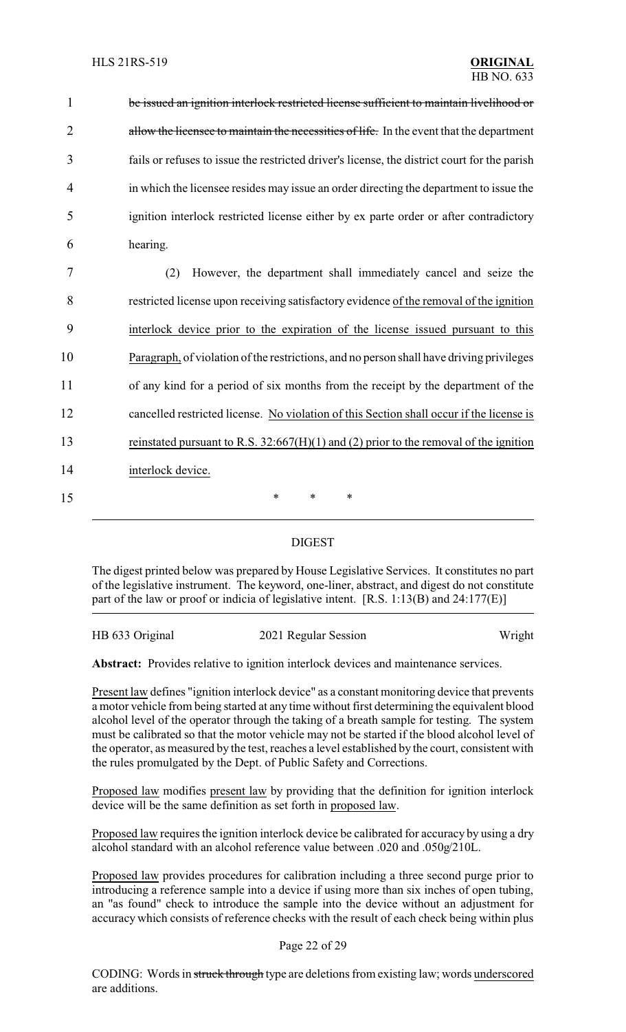~~be issued an ignition interlock restricted license sufficient to maintain livelihood or allow the licensee to maintain the necessities of life.~~ In the event that the department fails or refuses to issue the restricted driver's license, the district court for the parish in which the licensee resides may issue an order directing the department to issue the ignition interlock restricted license either by ex parte order or after contradictory hearing.

(2) However, the department shall immediately cancel and seize the restricted license upon receiving satisfactory evidence <u>of the removal of the ignition interlock device prior to the expiration of the license issued pursuant to this Paragraph,</u> of violation of the restrictions, and no person shall have driving privileges of any kind for a period of six months from the receipt by the department of the cancelled restricted license. <u>No violation of this Section shall occur if the license is reinstated pursuant to R.S. 32:667(H)(1) and (2) prior to the removal of the ignition interlock device.</u>

\* \* \*

## DIGEST

The digest printed below was prepared by House Legislative Services. It constitutes no part of the legislative instrument. The keyword, one-liner, abstract, and digest do not constitute part of the law or proof or indicia of legislative intent. [R.S. 1:13(B) and 24:177(E)]

| HB 633 Original | 2021 Regular Session | Wright |
|---|---|---|

**Abstract:** Provides relative to ignition interlock devices and maintenance services.

<u>Present law</u> defines "ignition interlock device" as a constant monitoring device that prevents a motor vehicle from being started at any time without first determining the equivalent blood alcohol level of the operator through the taking of a breath sample for testing. The system must be calibrated so that the motor vehicle may not be started if the blood alcohol level of the operator, as measured by the test, reaches a level established by the court, consistent with the rules promulgated by the Dept. of Public Safety and Corrections.

<u>Proposed law</u> modifies <u>present law</u> by providing that the definition for ignition interlock device will be the same definition as set forth in <u>proposed law</u>.

<u>Proposed law</u> requires the ignition interlock device be calibrated for accuracy by using a dry alcohol standard with an alcohol reference value between .020 and .050g/210L.

<u>Proposed law</u> provides procedures for calibration including a three second purge prior to introducing a reference sample into a device if using more than six inches of open tubing, an "as found" check to introduce the sample into the device without an adjustment for accuracy which consists of reference checks with the result of each check being within plus

CODING: Words in ~~struck through~~ type are deletions from existing law; words <u>underscored</u> are additions.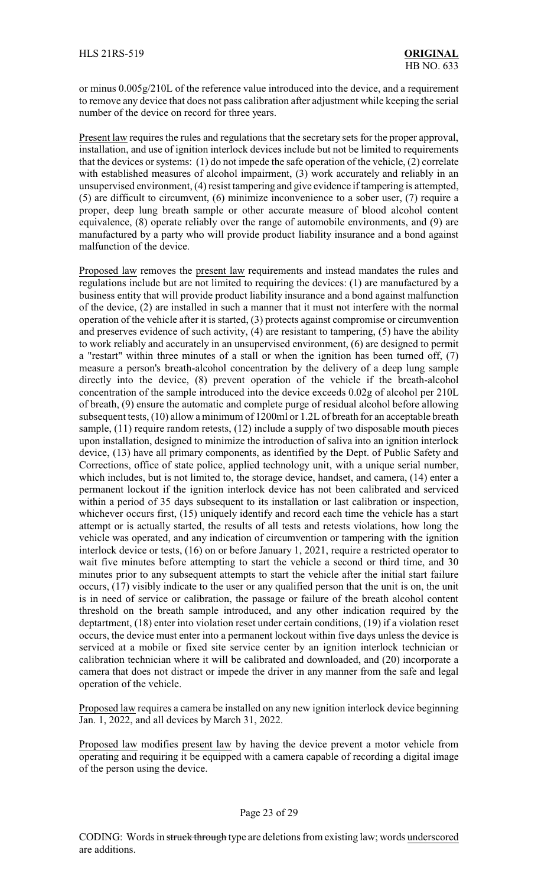or minus 0.005g/210L of the reference value introduced into the device, and a requirement to remove any device that does not pass calibration after adjustment while keeping the serial number of the device on record for three years.

Present law requires the rules and regulations that the secretary sets for the proper approval, installation, and use of ignition interlock devices include but not be limited to requirements that the devices or systems: (1) do not impede the safe operation of the vehicle, (2) correlate with established measures of alcohol impairment, (3) work accurately and reliably in an unsupervised environment, (4) resist tampering and give evidence if tampering is attempted, (5) are difficult to circumvent, (6) minimize inconvenience to a sober user, (7) require a proper, deep lung breath sample or other accurate measure of blood alcohol content equivalence, (8) operate reliably over the range of automobile environments, and (9) are manufactured by a party who will provide product liability insurance and a bond against malfunction of the device.

Proposed law removes the present law requirements and instead mandates the rules and regulations include but are not limited to requiring the devices: (1) are manufactured by a business entity that will provide product liability insurance and a bond against malfunction of the device, (2) are installed in such a manner that it must not interfere with the normal operation of the vehicle after it is started, (3) protects against compromise or circumvention and preserves evidence of such activity, (4) are resistant to tampering, (5) have the ability to work reliably and accurately in an unsupervised environment, (6) are designed to permit a "restart" within three minutes of a stall or when the ignition has been turned off, (7) measure a person's breath-alcohol concentration by the delivery of a deep lung sample directly into the device, (8) prevent operation of the vehicle if the breath-alcohol concentration of the sample introduced into the device exceeds 0.02g of alcohol per 210L of breath, (9) ensure the automatic and complete purge of residual alcohol before allowing subsequent tests, (10) allow a minimum of 1200ml or 1.2L of breath for an acceptable breath sample, (11) require random retests, (12) include a supply of two disposable mouth pieces upon installation, designed to minimize the introduction of saliva into an ignition interlock device, (13) have all primary components, as identified by the Dept. of Public Safety and Corrections, office of state police, applied technology unit, with a unique serial number, which includes, but is not limited to, the storage device, handset, and camera, (14) enter a permanent lockout if the ignition interlock device has not been calibrated and serviced within a period of 35 days subsequent to its installation or last calibration or inspection, whichever occurs first, (15) uniquely identify and record each time the vehicle has a start attempt or is actually started, the results of all tests and retests violations, how long the vehicle was operated, and any indication of circumvention or tampering with the ignition interlock device or tests, (16) on or before January 1, 2021, require a restricted operator to wait five minutes before attempting to start the vehicle a second or third time, and 30 minutes prior to any subsequent attempts to start the vehicle after the initial start failure occurs, (17) visibly indicate to the user or any qualified person that the unit is on, the unit is in need of service or calibration, the passage or failure of the breath alcohol content threshold on the breath sample introduced, and any other indication required by the deptartment, (18) enter into violation reset under certain conditions, (19) if a violation reset occurs, the device must enter into a permanent lockout within five days unless the device is serviced at a mobile or fixed site service center by an ignition interlock technician or calibration technician where it will be calibrated and downloaded, and (20) incorporate a camera that does not distract or impede the driver in any manner from the safe and legal operation of the vehicle.

Proposed law requires a camera be installed on any new ignition interlock device beginning Jan. 1, 2022, and all devices by March 31, 2022.

Proposed law modifies present law by having the device prevent a motor vehicle from operating and requiring it be equipped with a camera capable of recording a digital image of the person using the device.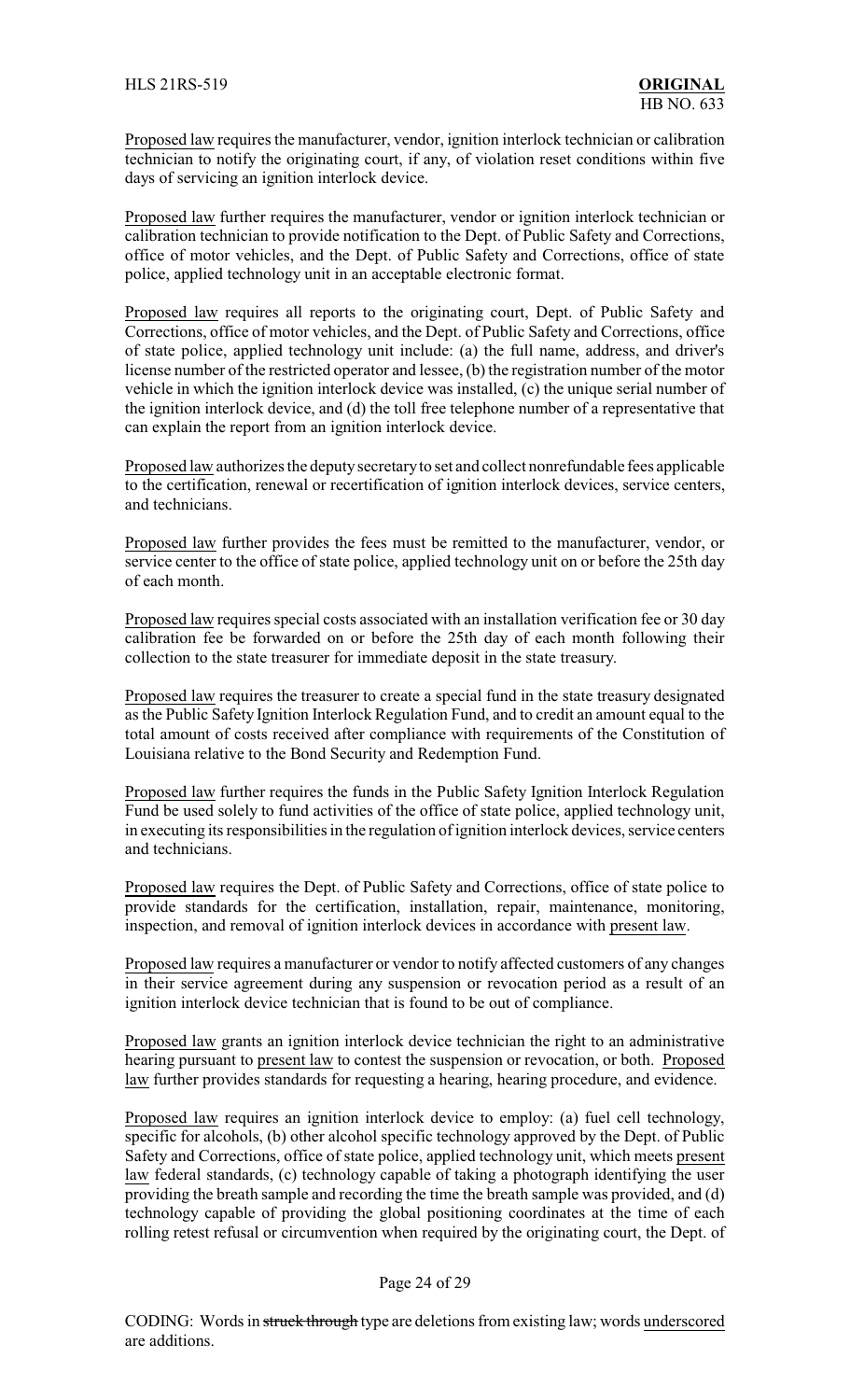Proposed law requires the manufacturer, vendor, ignition interlock technician or calibration technician to notify the originating court, if any, of violation reset conditions within five days of servicing an ignition interlock device.

Proposed law further requires the manufacturer, vendor or ignition interlock technician or calibration technician to provide notification to the Dept. of Public Safety and Corrections, office of motor vehicles, and the Dept. of Public Safety and Corrections, office of state police, applied technology unit in an acceptable electronic format.

Proposed law requires all reports to the originating court, Dept. of Public Safety and Corrections, office of motor vehicles, and the Dept. of Public Safety and Corrections, office of state police, applied technology unit include: (a) the full name, address, and driver's license number of the restricted operator and lessee, (b) the registration number of the motor vehicle in which the ignition interlock device was installed, (c) the unique serial number of the ignition interlock device, and (d) the toll free telephone number of a representative that can explain the report from an ignition interlock device.

Proposed law authorizes the deputy secretary to set and collect nonrefundable fees applicable to the certification, renewal or recertification of ignition interlock devices, service centers, and technicians.

Proposed law further provides the fees must be remitted to the manufacturer, vendor, or service center to the office of state police, applied technology unit on or before the 25th day of each month.

Proposed law requires special costs associated with an installation verification fee or 30 day calibration fee be forwarded on or before the 25th day of each month following their collection to the state treasurer for immediate deposit in the state treasury.

Proposed law requires the treasurer to create a special fund in the state treasury designated as the Public Safety Ignition Interlock Regulation Fund, and to credit an amount equal to the total amount of costs received after compliance with requirements of the Constitution of Louisiana relative to the Bond Security and Redemption Fund.

Proposed law further requires the funds in the Public Safety Ignition Interlock Regulation Fund be used solely to fund activities of the office of state police, applied technology unit, in executing its responsibilities in the regulation of ignition interlock devices, service centers and technicians.

Proposed law requires the Dept. of Public Safety and Corrections, office of state police to provide standards for the certification, installation, repair, maintenance, monitoring, inspection, and removal of ignition interlock devices in accordance with present law.

Proposed law requires a manufacturer or vendor to notify affected customers of any changes in their service agreement during any suspension or revocation period as a result of an ignition interlock device technician that is found to be out of compliance.

Proposed law grants an ignition interlock device technician the right to an administrative hearing pursuant to present law to contest the suspension or revocation, or both. Proposed law further provides standards for requesting a hearing, hearing procedure, and evidence.

Proposed law requires an ignition interlock device to employ: (a) fuel cell technology, specific for alcohols, (b) other alcohol specific technology approved by the Dept. of Public Safety and Corrections, office of state police, applied technology unit, which meets present law federal standards, (c) technology capable of taking a photograph identifying the user providing the breath sample and recording the time the breath sample was provided, and (d) technology capable of providing the global positioning coordinates at the time of each rolling retest refusal or circumvention when required by the originating court, the Dept. of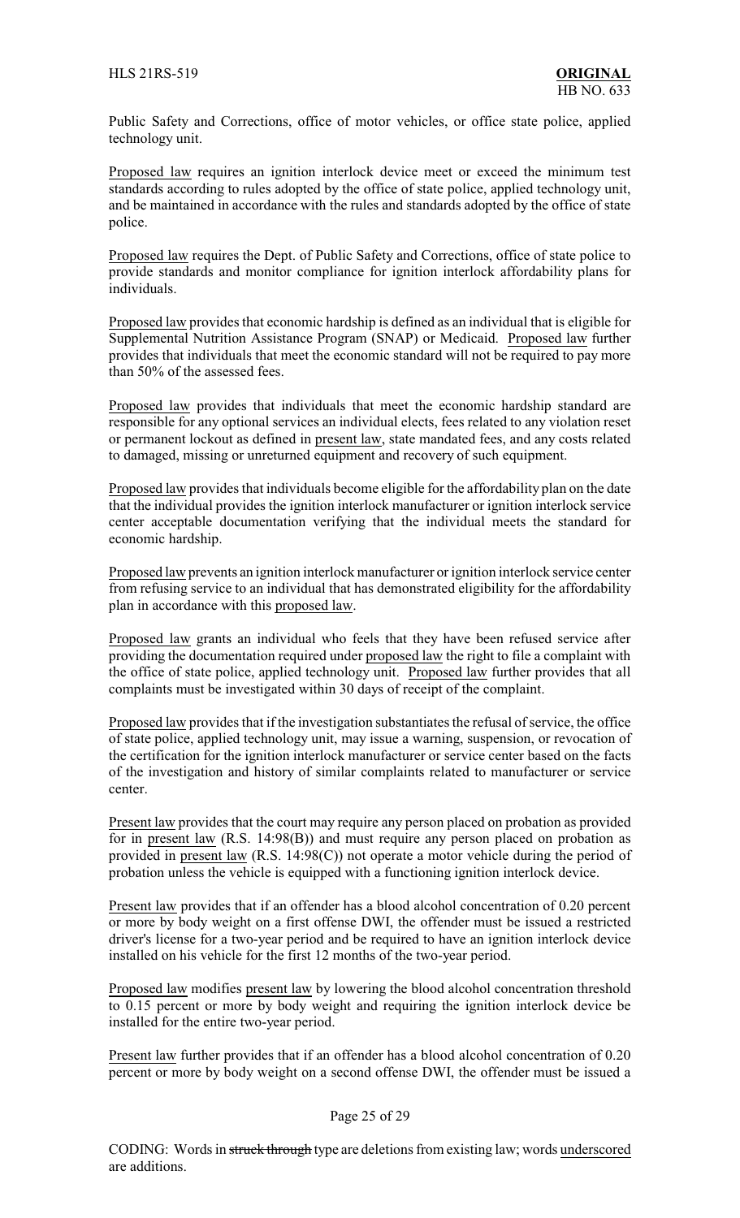Public Safety and Corrections, office of motor vehicles, or office state police, applied technology unit.

Proposed law requires an ignition interlock device meet or exceed the minimum test standards according to rules adopted by the office of state police, applied technology unit, and be maintained in accordance with the rules and standards adopted by the office of state police.

Proposed law requires the Dept. of Public Safety and Corrections, office of state police to provide standards and monitor compliance for ignition interlock affordability plans for individuals.

Proposed law provides that economic hardship is defined as an individual that is eligible for Supplemental Nutrition Assistance Program (SNAP) or Medicaid. Proposed law further provides that individuals that meet the economic standard will not be required to pay more than 50% of the assessed fees.

Proposed law provides that individuals that meet the economic hardship standard are responsible for any optional services an individual elects, fees related to any violation reset or permanent lockout as defined in present law, state mandated fees, and any costs related to damaged, missing or unreturned equipment and recovery of such equipment.

Proposed law provides that individuals become eligible for the affordability plan on the date that the individual provides the ignition interlock manufacturer or ignition interlock service center acceptable documentation verifying that the individual meets the standard for economic hardship.

Proposed law prevents an ignition interlock manufacturer or ignition interlock service center from refusing service to an individual that has demonstrated eligibility for the affordability plan in accordance with this proposed law.

Proposed law grants an individual who feels that they have been refused service after providing the documentation required under proposed law the right to file a complaint with the office of state police, applied technology unit. Proposed law further provides that all complaints must be investigated within 30 days of receipt of the complaint.

Proposed law provides that if the investigation substantiates the refusal of service, the office of state police, applied technology unit, may issue a warning, suspension, or revocation of the certification for the ignition interlock manufacturer or service center based on the facts of the investigation and history of similar complaints related to manufacturer or service center.

Present law provides that the court may require any person placed on probation as provided for in present law (R.S. 14:98(B)) and must require any person placed on probation as provided in present law (R.S. 14:98(C)) not operate a motor vehicle during the period of probation unless the vehicle is equipped with a functioning ignition interlock device.

Present law provides that if an offender has a blood alcohol concentration of 0.20 percent or more by body weight on a first offense DWI, the offender must be issued a restricted driver's license for a two-year period and be required to have an ignition interlock device installed on his vehicle for the first 12 months of the two-year period.

Proposed law modifies present law by lowering the blood alcohol concentration threshold to 0.15 percent or more by body weight and requiring the ignition interlock device be installed for the entire two-year period.

Present law further provides that if an offender has a blood alcohol concentration of 0.20 percent or more by body weight on a second offense DWI, the offender must be issued a

CODING: Words in ~~struck through~~ type are deletions from existing law; words underscored are additions.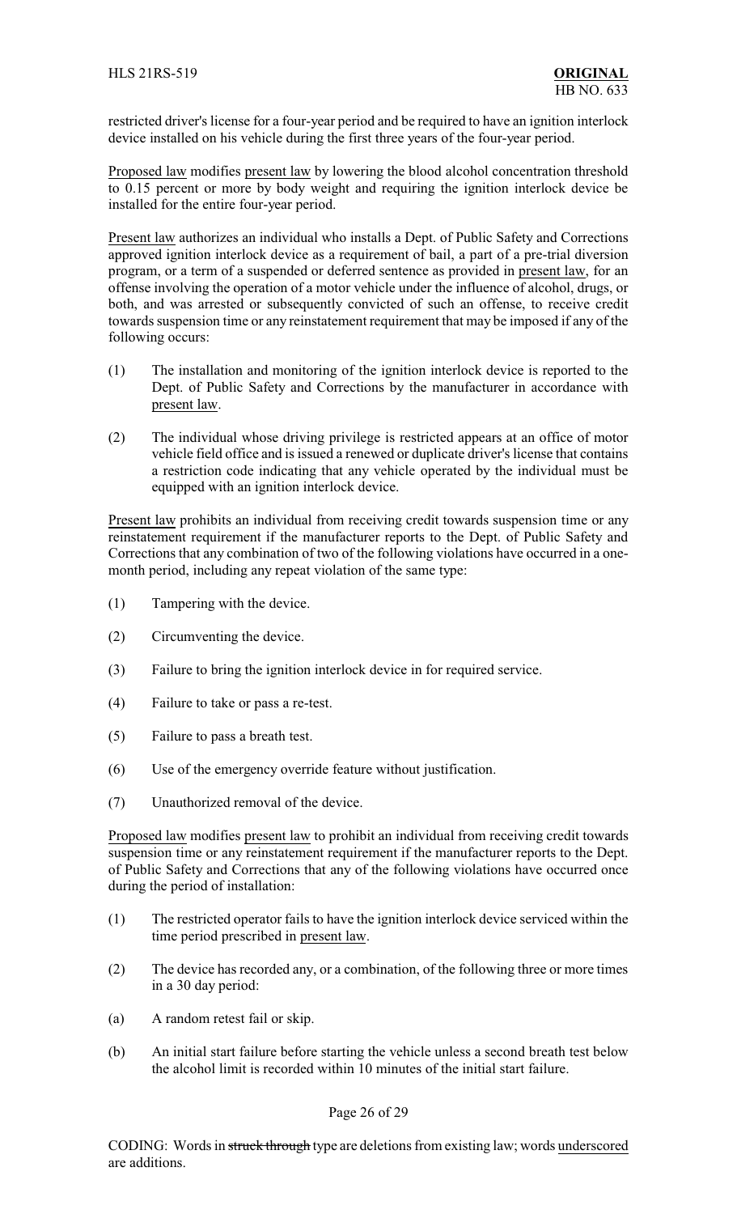restricted driver's license for a four-year period and be required to have an ignition interlock device installed on his vehicle during the first three years of the four-year period.

Proposed law modifies present law by lowering the blood alcohol concentration threshold to 0.15 percent or more by body weight and requiring the ignition interlock device be installed for the entire four-year period.

Present law authorizes an individual who installs a Dept. of Public Safety and Corrections approved ignition interlock device as a requirement of bail, a part of a pre-trial diversion program, or a term of a suspended or deferred sentence as provided in present law, for an offense involving the operation of a motor vehicle under the influence of alcohol, drugs, or both, and was arrested or subsequently convicted of such an offense, to receive credit towards suspension time or any reinstatement requirement that may be imposed if any of the following occurs:

(1) The installation and monitoring of the ignition interlock device is reported to the Dept. of Public Safety and Corrections by the manufacturer in accordance with present law.

(2) The individual whose driving privilege is restricted appears at an office of motor vehicle field office and is issued a renewed or duplicate driver's license that contains a restriction code indicating that any vehicle operated by the individual must be equipped with an ignition interlock device.

Present law prohibits an individual from receiving credit towards suspension time or any reinstatement requirement if the manufacturer reports to the Dept. of Public Safety and Corrections that any combination of two of the following violations have occurred in a one-month period, including any repeat violation of the same type:

(1) Tampering with the device.

(2) Circumventing the device.

(3) Failure to bring the ignition interlock device in for required service.

(4) Failure to take or pass a re-test.

(5) Failure to pass a breath test.

(6) Use of the emergency override feature without justification.

(7) Unauthorized removal of the device.

Proposed law modifies present law to prohibit an individual from receiving credit towards suspension time or any reinstatement requirement if the manufacturer reports to the Dept. of Public Safety and Corrections that any of the following violations have occurred once during the period of installation:

(1) The restricted operator fails to have the ignition interlock device serviced within the time period prescribed in present law.

(2) The device has recorded any, or a combination, of the following three or more times in a 30 day period:

(a) A random retest fail or skip.

(b) An initial start failure before starting the vehicle unless a second breath test below the alcohol limit is recorded within 10 minutes of the initial start failure.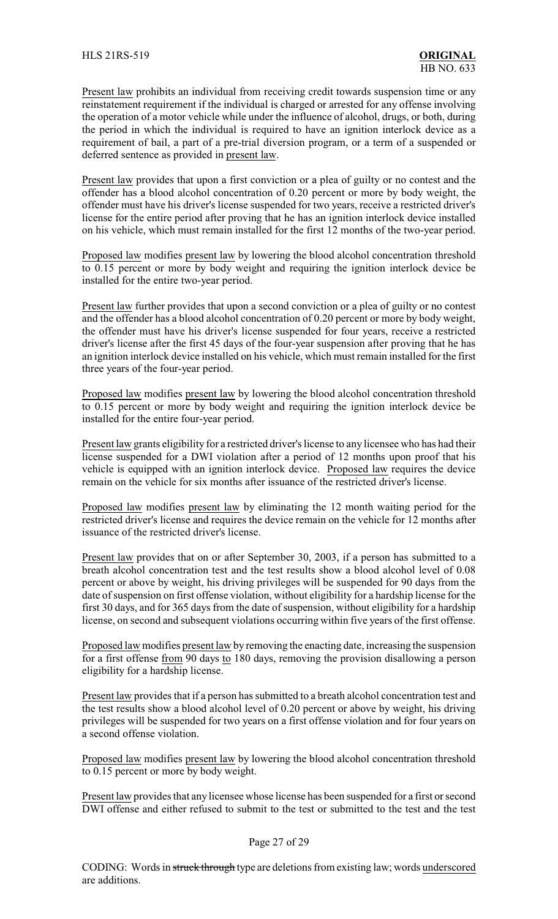Present law prohibits an individual from receiving credit towards suspension time or any reinstatement requirement if the individual is charged or arrested for any offense involving the operation of a motor vehicle while under the influence of alcohol, drugs, or both, during the period in which the individual is required to have an ignition interlock device as a requirement of bail, a part of a pre-trial diversion program, or a term of a suspended or deferred sentence as provided in present law.

Present law provides that upon a first conviction or a plea of guilty or no contest and the offender has a blood alcohol concentration of 0.20 percent or more by body weight, the offender must have his driver's license suspended for two years, receive a restricted driver's license for the entire period after proving that he has an ignition interlock device installed on his vehicle, which must remain installed for the first 12 months of the two-year period.

Proposed law modifies present law by lowering the blood alcohol concentration threshold to 0.15 percent or more by body weight and requiring the ignition interlock device be installed for the entire two-year period.

Present law further provides that upon a second conviction or a plea of guilty or no contest and the offender has a blood alcohol concentration of 0.20 percent or more by body weight, the offender must have his driver's license suspended for four years, receive a restricted driver's license after the first 45 days of the four-year suspension after proving that he has an ignition interlock device installed on his vehicle, which must remain installed for the first three years of the four-year period.

Proposed law modifies present law by lowering the blood alcohol concentration threshold to 0.15 percent or more by body weight and requiring the ignition interlock device be installed for the entire four-year period.

Present law grants eligibility for a restricted driver's license to any licensee who has had their license suspended for a DWI violation after a period of 12 months upon proof that his vehicle is equipped with an ignition interlock device. Proposed law requires the device remain on the vehicle for six months after issuance of the restricted driver's license.

Proposed law modifies present law by eliminating the 12 month waiting period for the restricted driver's license and requires the device remain on the vehicle for 12 months after issuance of the restricted driver's license.

Present law provides that on or after September 30, 2003, if a person has submitted to a breath alcohol concentration test and the test results show a blood alcohol level of 0.08 percent or above by weight, his driving privileges will be suspended for 90 days from the date of suspension on first offense violation, without eligibility for a hardship license for the first 30 days, and for 365 days from the date of suspension, without eligibility for a hardship license, on second and subsequent violations occurring within five years of the first offense.

Proposed law modifies present law by removing the enacting date, increasing the suspension for a first offense from 90 days to 180 days, removing the provision disallowing a person eligibility for a hardship license.

Present law provides that if a person has submitted to a breath alcohol concentration test and the test results show a blood alcohol level of 0.20 percent or above by weight, his driving privileges will be suspended for two years on a first offense violation and for four years on a second offense violation.

Proposed law modifies present law by lowering the blood alcohol concentration threshold to 0.15 percent or more by body weight.

Present law provides that any licensee whose license has been suspended for a first or second DWI offense and either refused to submit to the test or submitted to the test and the test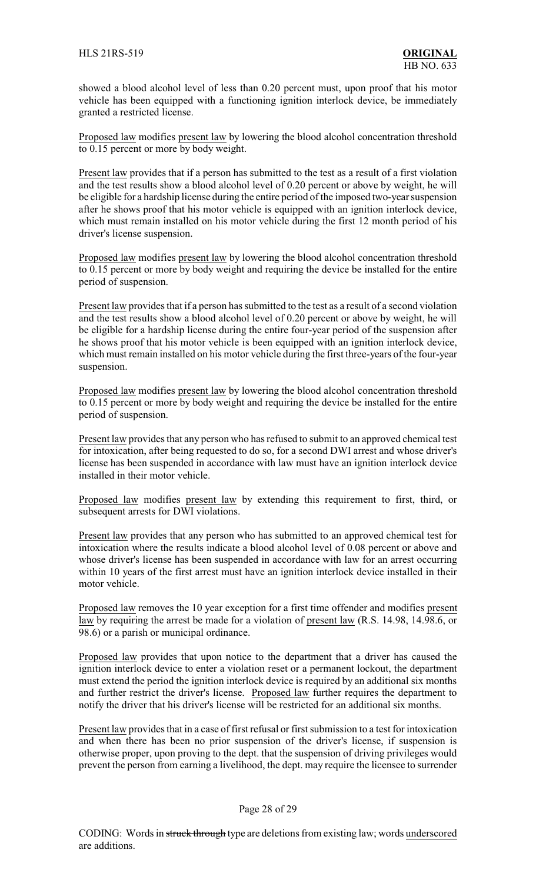showed a blood alcohol level of less than 0.20 percent must, upon proof that his motor vehicle has been equipped with a functioning ignition interlock device, be immediately granted a restricted license.

Proposed law modifies present law by lowering the blood alcohol concentration threshold to 0.15 percent or more by body weight.

Present law provides that if a person has submitted to the test as a result of a first violation and the test results show a blood alcohol level of 0.20 percent or above by weight, he will be eligible for a hardship license during the entire period of the imposed two-year suspension after he shows proof that his motor vehicle is equipped with an ignition interlock device, which must remain installed on his motor vehicle during the first 12 month period of his driver's license suspension.

Proposed law modifies present law by lowering the blood alcohol concentration threshold to 0.15 percent or more by body weight and requiring the device be installed for the entire period of suspension.

Present law provides that if a person has submitted to the test as a result of a second violation and the test results show a blood alcohol level of 0.20 percent or above by weight, he will be eligible for a hardship license during the entire four-year period of the suspension after he shows proof that his motor vehicle is been equipped with an ignition interlock device, which must remain installed on his motor vehicle during the first three-years of the four-year suspension.

Proposed law modifies present law by lowering the blood alcohol concentration threshold to 0.15 percent or more by body weight and requiring the device be installed for the entire period of suspension.

Present law provides that any person who has refused to submit to an approved chemical test for intoxication, after being requested to do so, for a second DWI arrest and whose driver's license has been suspended in accordance with law must have an ignition interlock device installed in their motor vehicle.

Proposed law modifies present law by extending this requirement to first, third, or subsequent arrests for DWI violations.

Present law provides that any person who has submitted to an approved chemical test for intoxication where the results indicate a blood alcohol level of 0.08 percent or above and whose driver's license has been suspended in accordance with law for an arrest occurring within 10 years of the first arrest must have an ignition interlock device installed in their motor vehicle.

Proposed law removes the 10 year exception for a first time offender and modifies present law by requiring the arrest be made for a violation of present law (R.S. 14.98, 14.98.6, or 98.6) or a parish or municipal ordinance.

Proposed law provides that upon notice to the department that a driver has caused the ignition interlock device to enter a violation reset or a permanent lockout, the department must extend the period the ignition interlock device is required by an additional six months and further restrict the driver's license. Proposed law further requires the department to notify the driver that his driver's license will be restricted for an additional six months.

Present law provides that in a case of first refusal or first submission to a test for intoxication and when there has been no prior suspension of the driver's license, if suspension is otherwise proper, upon proving to the dept. that the suspension of driving privileges would prevent the person from earning a livelihood, the dept. may require the licensee to surrender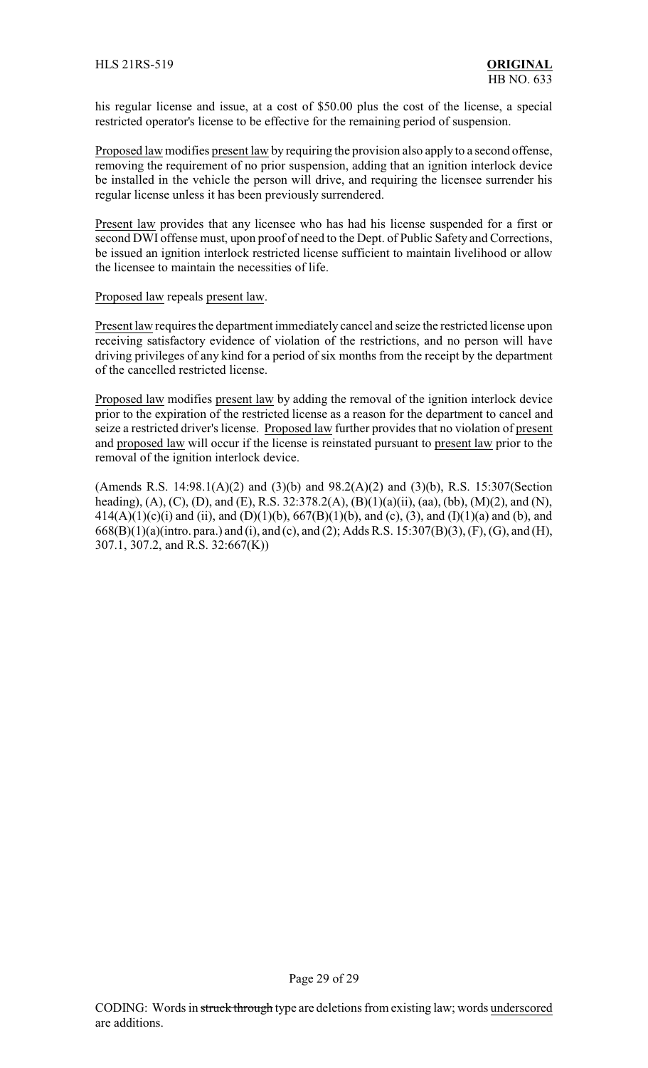his regular license and issue, at a cost of $50.00 plus the cost of the license, a special restricted operator's license to be effective for the remaining period of suspension.

Proposed law modifies present law by requiring the provision also apply to a second offense, removing the requirement of no prior suspension, adding that an ignition interlock device be installed in the vehicle the person will drive, and requiring the licensee surrender his regular license unless it has been previously surrendered.

Present law provides that any licensee who has had his license suspended for a first or second DWI offense must, upon proof of need to the Dept. of Public Safety and Corrections, be issued an ignition interlock restricted license sufficient to maintain livelihood or allow the licensee to maintain the necessities of life.

Proposed law repeals present law.

Present law requires the department immediately cancel and seize the restricted license upon receiving satisfactory evidence of violation of the restrictions, and no person will have driving privileges of any kind for a period of six months from the receipt by the department of the cancelled restricted license.

Proposed law modifies present law by adding the removal of the ignition interlock device prior to the expiration of the restricted license as a reason for the department to cancel and seize a restricted driver's license. Proposed law further provides that no violation of present and proposed law will occur if the license is reinstated pursuant to present law prior to the removal of the ignition interlock device.

(Amends R.S. 14:98.1(A)(2) and (3)(b) and 98.2(A)(2) and (3)(b), R.S. 15:307(Section heading), (A), (C), (D), and (E), R.S. 32:378.2(A), (B)(1)(a)(ii), (aa), (bb), (M)(2), and (N), 414(A)(1)(c)(i) and (ii), and (D)(1)(b), 667(B)(1)(b), and (c), (3), and (I)(1)(a) and (b), and 668(B)(1)(a)(intro. para.) and (i), and (c), and (2); Adds R.S. 15:307(B)(3), (F), (G), and (H), 307.1, 307.2, and R.S. 32:667(K))

CODING: Words in ~~struck through~~ type are deletions from existing law; words underscored are additions.